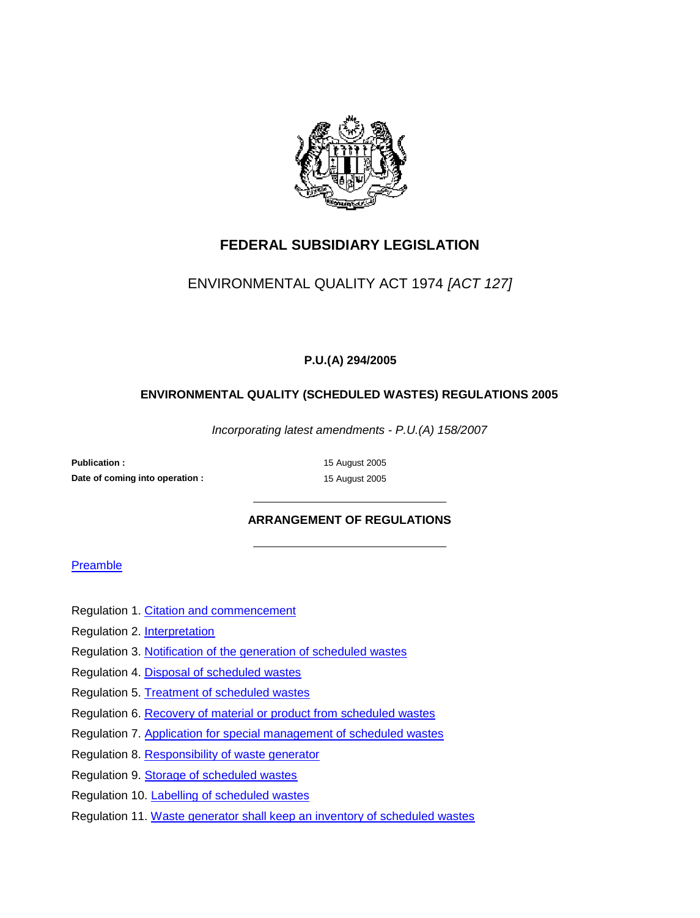# FEDERAL SUBSIDIARY LEGISLATION

ENVIRONMENTAL QUALITY ACT 1974 *[ACT 127]*

**P.U.(A) 294/2005**

## ENVIRONMENTAL QUALITY (SCHEDULED WASTES) REGULATIONS 2005

*Incorporating latest amendments - P.U.(A) 158/2007*

| | |
|---|---|
| **Publication :** | 15 August 2005 |
| **Date of coming into operation :** | 15 August 2005 |

## ARRANGEMENT OF REGULATIONS

Preamble

Regulation 1. Citation and commencement

Regulation 2. Interpretation

Regulation 3. Notification of the generation of scheduled wastes

Regulation 4. Disposal of scheduled wastes

Regulation 5. Treatment of scheduled wastes

Regulation 6. Recovery of material or product from scheduled wastes

Regulation 7. Application for special management of scheduled wastes

Regulation 8. Responsibility of waste generator

Regulation 9. Storage of scheduled wastes

Regulation 10. Labelling of scheduled wastes

Regulation 11. Waste generator shall keep an inventory of scheduled wastes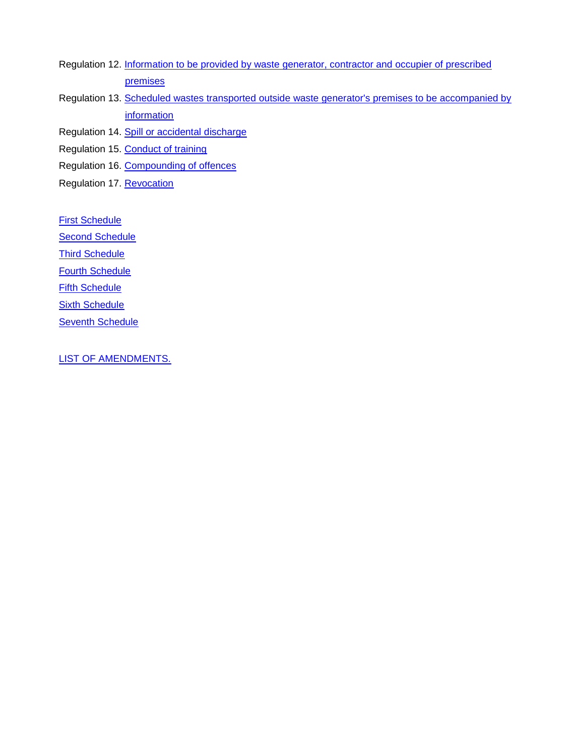Regulation 12. Information to be provided by waste generator, contractor and occupier of prescribed premises

Regulation 13. Scheduled wastes transported outside waste generator's premises to be accompanied by information

Regulation 14. Spill or accidental discharge

Regulation 15. Conduct of training

Regulation 16. Compounding of offences

Regulation 17. Revocation

First Schedule

Second Schedule

Third Schedule

Fourth Schedule

Fifth Schedule

Sixth Schedule

Seventh Schedule

LIST OF AMENDMENTS.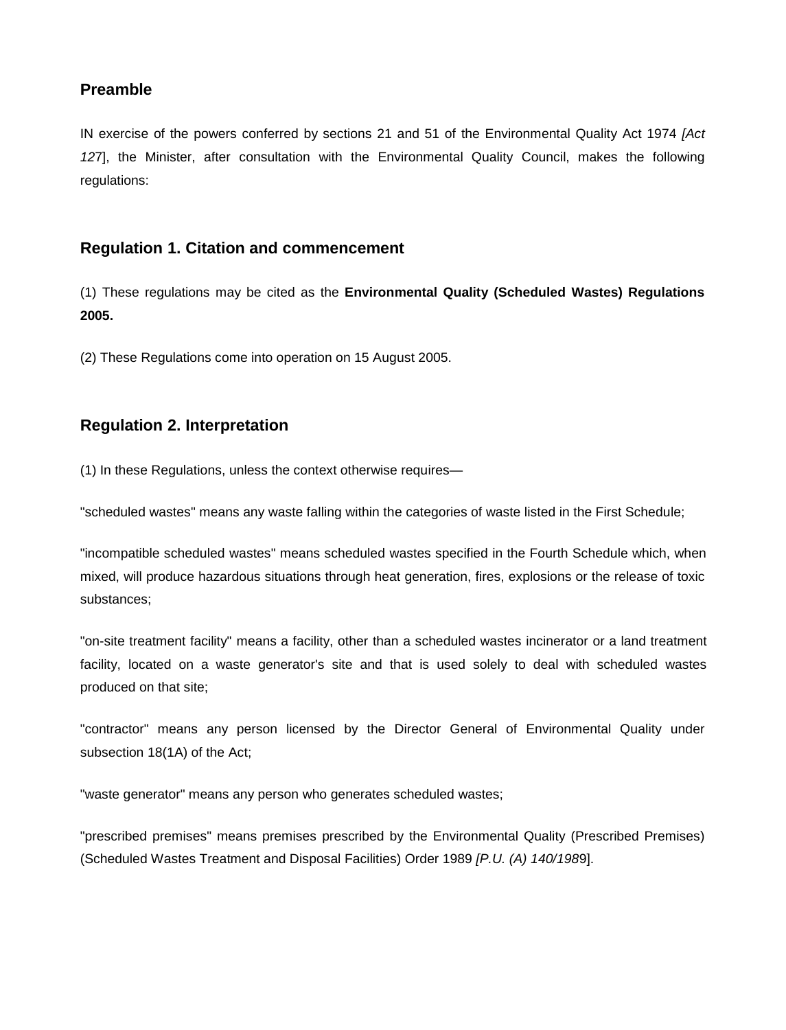## Preamble

IN exercise of the powers conferred by sections 21 and 51 of the Environmental Quality Act 1974 *[Act 127*], the Minister, after consultation with the Environmental Quality Council, makes the following regulations:

## Regulation 1. Citation and commencement

(1) These regulations may be cited as the **Environmental Quality (Scheduled Wastes) Regulations 2005.**

(2) These Regulations come into operation on 15 August 2005.

## Regulation 2. Interpretation

(1) In these Regulations, unless the context otherwise requires—

"scheduled wastes" means any waste falling within the categories of waste listed in the First Schedule;

"incompatible scheduled wastes" means scheduled wastes specified in the Fourth Schedule which, when mixed, will produce hazardous situations through heat generation, fires, explosions or the release of toxic substances;

"on-site treatment facility" means a facility, other than a scheduled wastes incinerator or a land treatment facility, located on a waste generator's site and that is used solely to deal with scheduled wastes produced on that site;

"contractor" means any person licensed by the Director General of Environmental Quality under subsection 18(1A) of the Act;

"waste generator" means any person who generates scheduled wastes;

"prescribed premises" means premises prescribed by the Environmental Quality (Prescribed Premises) (Scheduled Wastes Treatment and Disposal Facilities) Order 1989 *[P.U. (A) 140/198*9].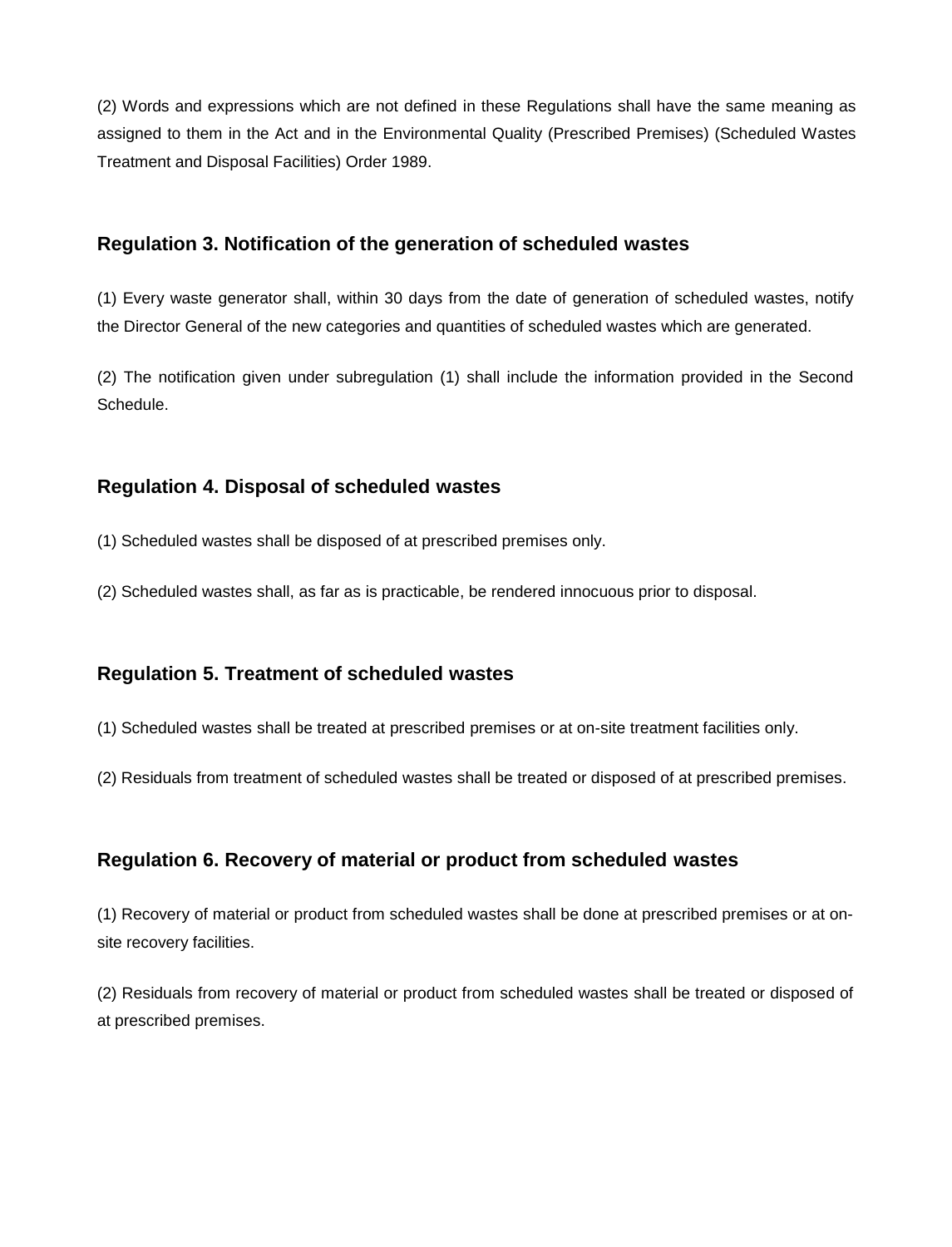(2) Words and expressions which are not defined in these Regulations shall have the same meaning as assigned to them in the Act and in the Environmental Quality (Prescribed Premises) (Scheduled Wastes Treatment and Disposal Facilities) Order 1989.

## Regulation 3. Notification of the generation of scheduled wastes

(1) Every waste generator shall, within 30 days from the date of generation of scheduled wastes, notify the Director General of the new categories and quantities of scheduled wastes which are generated.

(2) The notification given under subregulation (1) shall include the information provided in the Second Schedule.

## Regulation 4. Disposal of scheduled wastes

(1) Scheduled wastes shall be disposed of at prescribed premises only.

(2) Scheduled wastes shall, as far as is practicable, be rendered innocuous prior to disposal.

## Regulation 5. Treatment of scheduled wastes

(1) Scheduled wastes shall be treated at prescribed premises or at on-site treatment facilities only.

(2) Residuals from treatment of scheduled wastes shall be treated or disposed of at prescribed premises.

## Regulation 6. Recovery of material or product from scheduled wastes

(1) Recovery of material or product from scheduled wastes shall be done at prescribed premises or at on-site recovery facilities.

(2) Residuals from recovery of material or product from scheduled wastes shall be treated or disposed of at prescribed premises.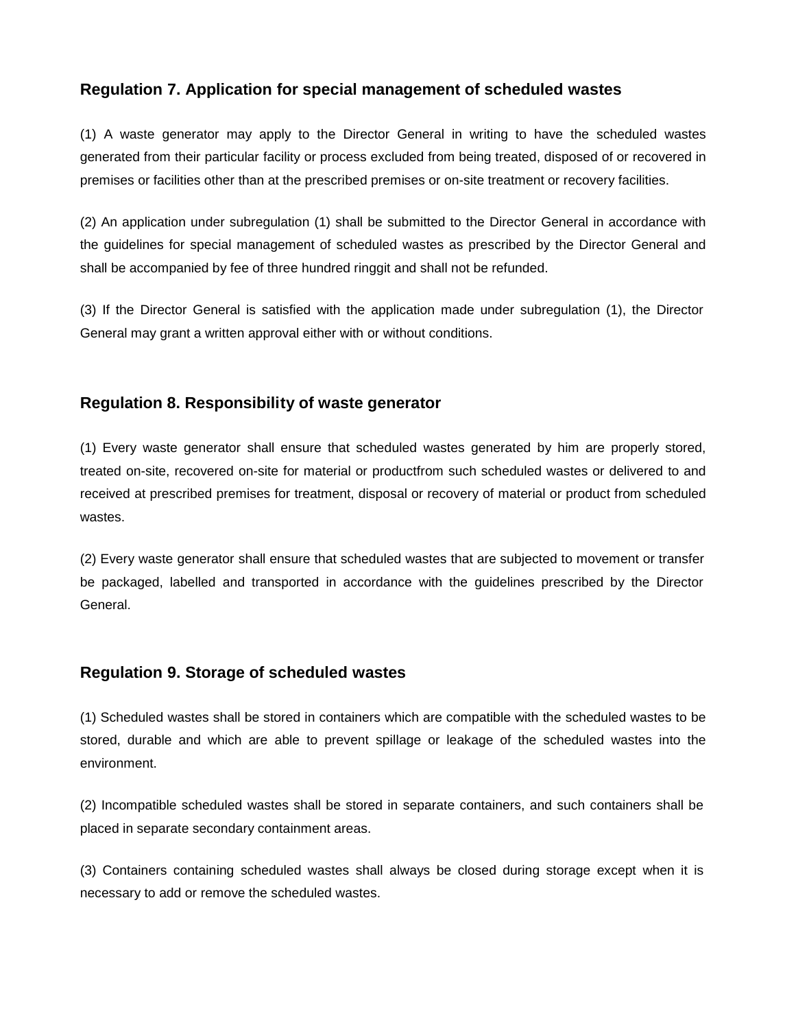## Regulation 7. Application for special management of scheduled wastes

(1) A waste generator may apply to the Director General in writing to have the scheduled wastes generated from their particular facility or process excluded from being treated, disposed of or recovered in premises or facilities other than at the prescribed premises or on-site treatment or recovery facilities.

(2) An application under subregulation (1) shall be submitted to the Director General in accordance with the guidelines for special management of scheduled wastes as prescribed by the Director General and shall be accompanied by fee of three hundred ringgit and shall not be refunded.

(3) If the Director General is satisfied with the application made under subregulation (1), the Director General may grant a written approval either with or without conditions.

## Regulation 8. Responsibility of waste generator

(1) Every waste generator shall ensure that scheduled wastes generated by him are properly stored, treated on-site, recovered on-site for material or productfrom such scheduled wastes or delivered to and received at prescribed premises for treatment, disposal or recovery of material or product from scheduled wastes.

(2) Every waste generator shall ensure that scheduled wastes that are subjected to movement or transfer be packaged, labelled and transported in accordance with the guidelines prescribed by the Director General.

## Regulation 9. Storage of scheduled wastes

(1) Scheduled wastes shall be stored in containers which are compatible with the scheduled wastes to be stored, durable and which are able to prevent spillage or leakage of the scheduled wastes into the environment.

(2) Incompatible scheduled wastes shall be stored in separate containers, and such containers shall be placed in separate secondary containment areas.

(3) Containers containing scheduled wastes shall always be closed during storage except when it is necessary to add or remove the scheduled wastes.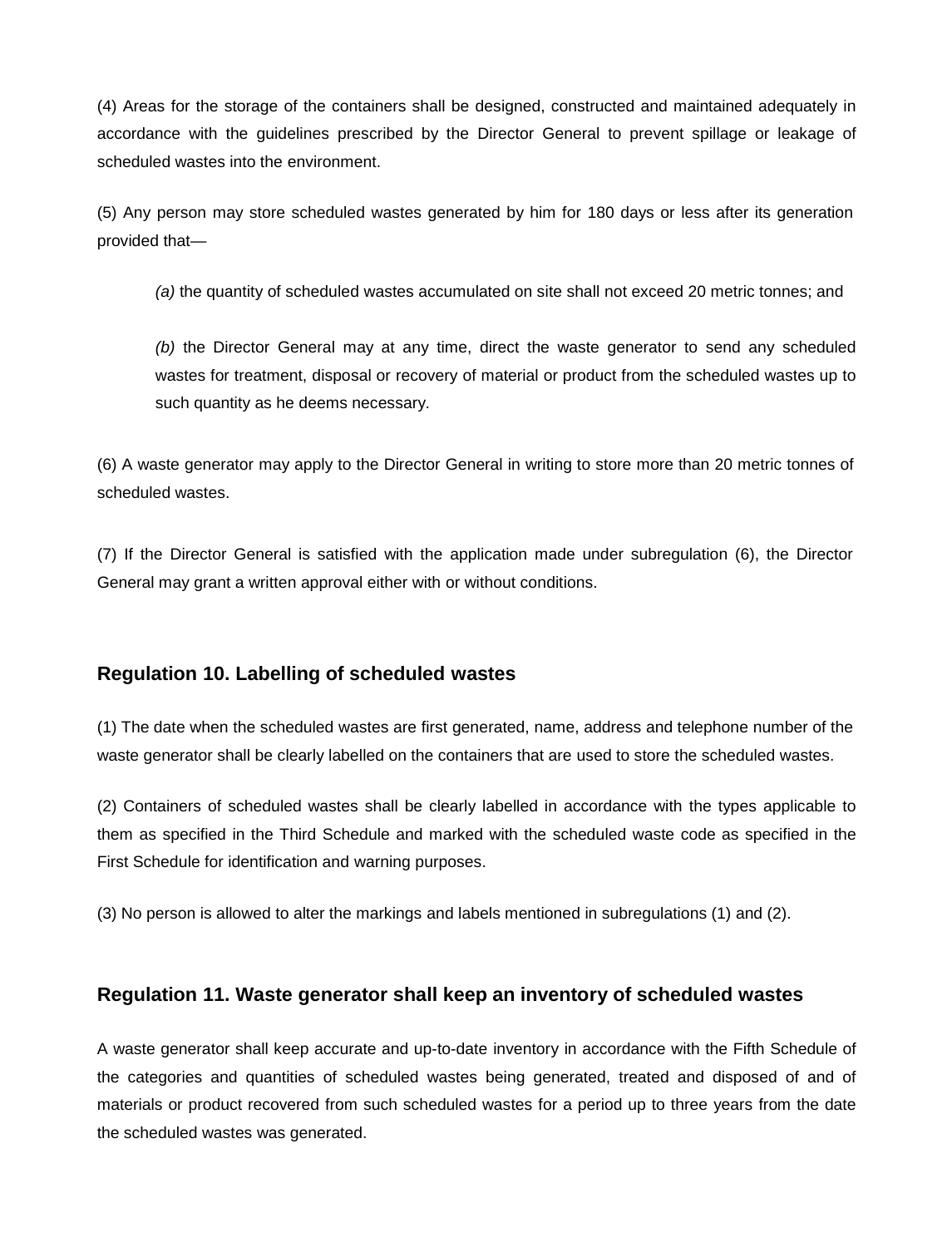(4) Areas for the storage of the containers shall be designed, constructed and maintained adequately in accordance with the guidelines prescribed by the Director General to prevent spillage or leakage of scheduled wastes into the environment.

(5) Any person may store scheduled wastes generated by him for 180 days or less after its generation provided that—

> *(a)* the quantity of scheduled wastes accumulated on site shall not exceed 20 metric tonnes; and
>
> *(b)* the Director General may at any time, direct the waste generator to send any scheduled wastes for treatment, disposal or recovery of material or product from the scheduled wastes up to such quantity as he deems necessary.

(6) A waste generator may apply to the Director General in writing to store more than 20 metric tonnes of scheduled wastes.

(7) If the Director General is satisfied with the application made under subregulation (6), the Director General may grant a written approval either with or without conditions.

### Regulation 10. Labelling of scheduled wastes

(1) The date when the scheduled wastes are first generated, name, address and telephone number of the waste generator shall be clearly labelled on the containers that are used to store the scheduled wastes.

(2) Containers of scheduled wastes shall be clearly labelled in accordance with the types applicable to them as specified in the Third Schedule and marked with the scheduled waste code as specified in the First Schedule for identification and warning purposes.

(3) No person is allowed to alter the markings and labels mentioned in subregulations (1) and (2).

### Regulation 11. Waste generator shall keep an inventory of scheduled wastes

A waste generator shall keep accurate and up-to-date inventory in accordance with the Fifth Schedule of the categories and quantities of scheduled wastes being generated, treated and disposed of and of materials or product recovered from such scheduled wastes for a period up to three years from the date the scheduled wastes was generated.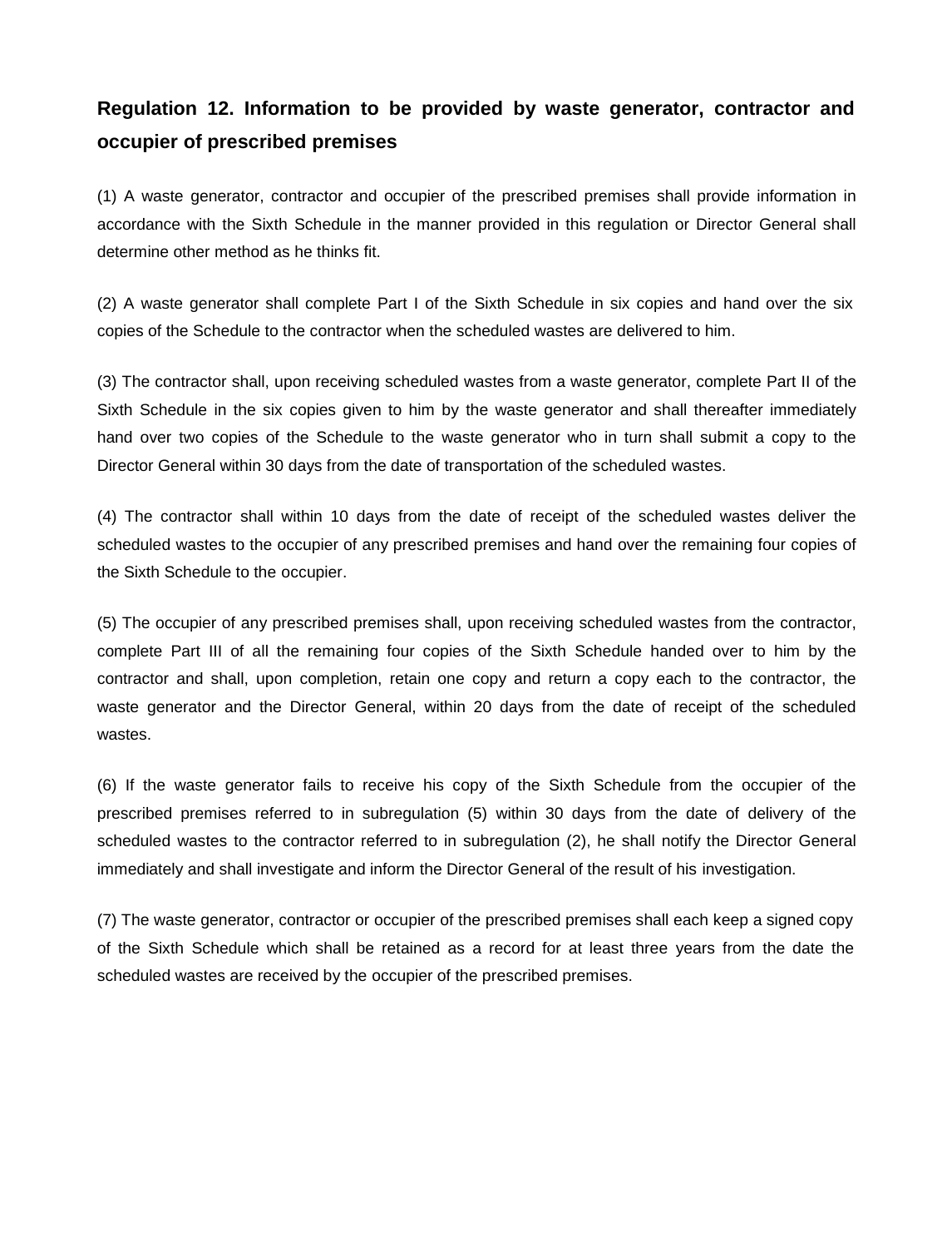## Regulation 12. Information to be provided by waste generator, contractor and occupier of prescribed premises

(1) A waste generator, contractor and occupier of the prescribed premises shall provide information in accordance with the Sixth Schedule in the manner provided in this regulation or Director General shall determine other method as he thinks fit.

(2) A waste generator shall complete Part I of the Sixth Schedule in six copies and hand over the six copies of the Schedule to the contractor when the scheduled wastes are delivered to him.

(3) The contractor shall, upon receiving scheduled wastes from a waste generator, complete Part II of the Sixth Schedule in the six copies given to him by the waste generator and shall thereafter immediately hand over two copies of the Schedule to the waste generator who in turn shall submit a copy to the Director General within 30 days from the date of transportation of the scheduled wastes.

(4) The contractor shall within 10 days from the date of receipt of the scheduled wastes deliver the scheduled wastes to the occupier of any prescribed premises and hand over the remaining four copies of the Sixth Schedule to the occupier.

(5) The occupier of any prescribed premises shall, upon receiving scheduled wastes from the contractor, complete Part III of all the remaining four copies of the Sixth Schedule handed over to him by the contractor and shall, upon completion, retain one copy and return a copy each to the contractor, the waste generator and the Director General, within 20 days from the date of receipt of the scheduled wastes.

(6) If the waste generator fails to receive his copy of the Sixth Schedule from the occupier of the prescribed premises referred to in subregulation (5) within 30 days from the date of delivery of the scheduled wastes to the contractor referred to in subregulation (2), he shall notify the Director General immediately and shall investigate and inform the Director General of the result of his investigation.

(7) The waste generator, contractor or occupier of the prescribed premises shall each keep a signed copy of the Sixth Schedule which shall be retained as a record for at least three years from the date the scheduled wastes are received by the occupier of the prescribed premises.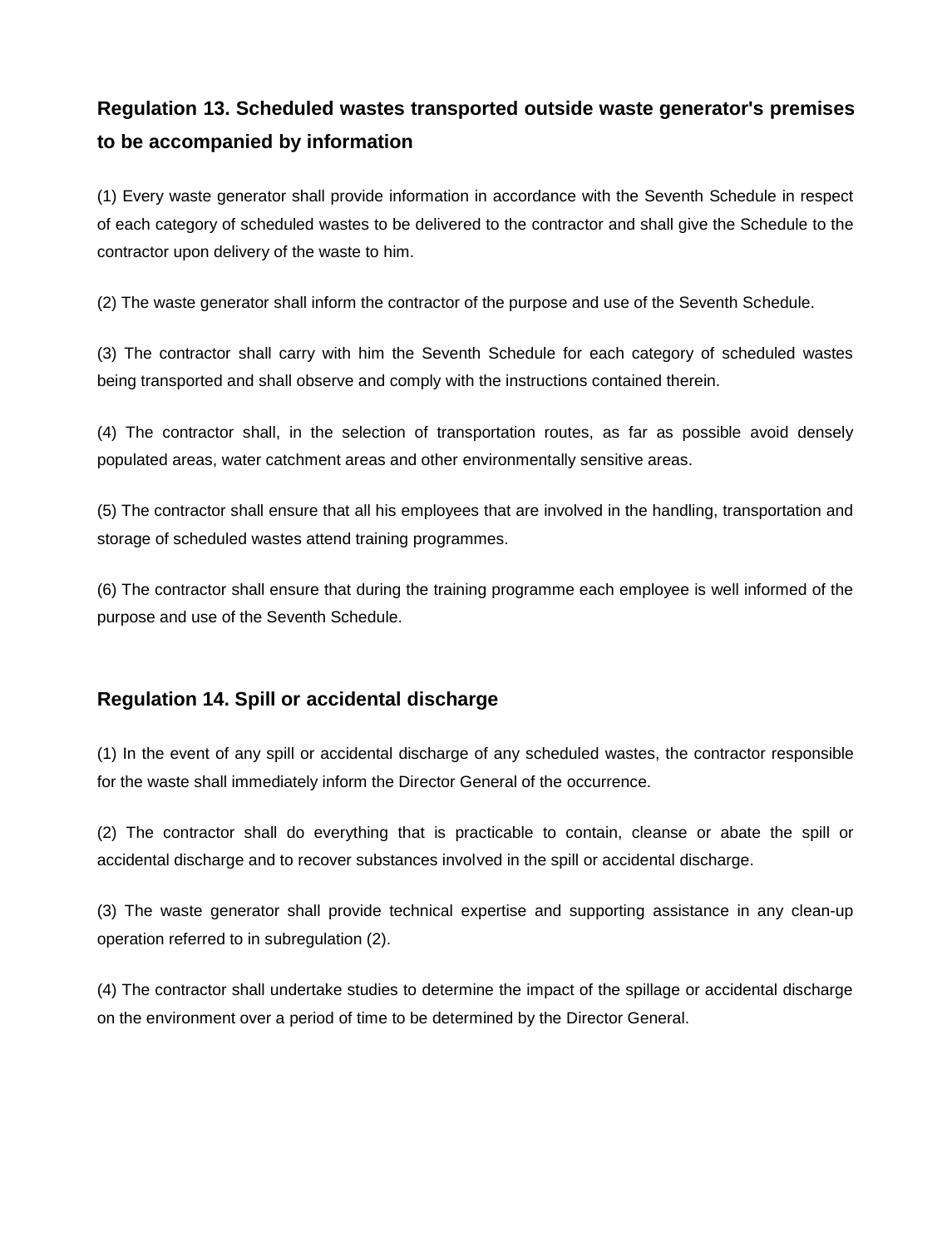## Regulation 13. Scheduled wastes transported outside waste generator's premises to be accompanied by information

(1) Every waste generator shall provide information in accordance with the Seventh Schedule in respect of each category of scheduled wastes to be delivered to the contractor and shall give the Schedule to the contractor upon delivery of the waste to him.

(2) The waste generator shall inform the contractor of the purpose and use of the Seventh Schedule.

(3) The contractor shall carry with him the Seventh Schedule for each category of scheduled wastes being transported and shall observe and comply with the instructions contained therein.

(4) The contractor shall, in the selection of transportation routes, as far as possible avoid densely populated areas, water catchment areas and other environmentally sensitive areas.

(5) The contractor shall ensure that all his employees that are involved in the handling, transportation and storage of scheduled wastes attend training programmes.

(6) The contractor shall ensure that during the training programme each employee is well informed of the purpose and use of the Seventh Schedule.

## Regulation 14. Spill or accidental discharge

(1) In the event of any spill or accidental discharge of any scheduled wastes, the contractor responsible for the waste shall immediately inform the Director General of the occurrence.

(2) The contractor shall do everything that is practicable to contain, cleanse or abate the spill or accidental discharge and to recover substances involved in the spill or accidental discharge.

(3) The waste generator shall provide technical expertise and supporting assistance in any clean-up operation referred to in subregulation (2).

(4) The contractor shall undertake studies to determine the impact of the spillage or accidental discharge on the environment over a period of time to be determined by the Director General.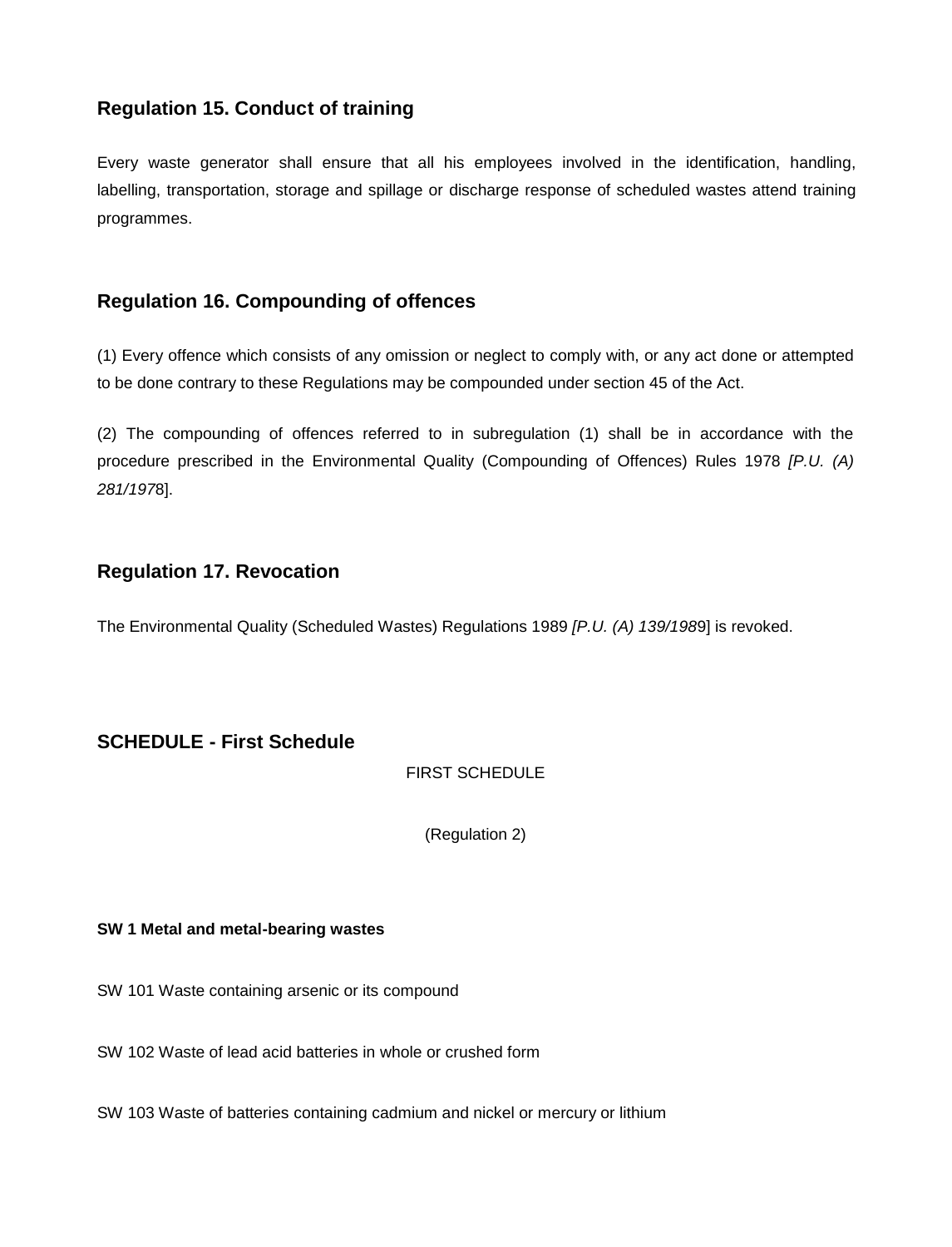## Regulation 15. Conduct of training

Every waste generator shall ensure that all his employees involved in the identification, handling, labelling, transportation, storage and spillage or discharge response of scheduled wastes attend training programmes.

## Regulation 16. Compounding of offences

(1) Every offence which consists of any omission or neglect to comply with, or any act done or attempted to be done contrary to these Regulations may be compounded under section 45 of the Act.

(2) The compounding of offences referred to in subregulation (1) shall be in accordance with the procedure prescribed in the Environmental Quality (Compounding of Offences) Rules 1978 *[P.U. (A) 281/197*8].

## Regulation 17. Revocation

The Environmental Quality (Scheduled Wastes) Regulations 1989 *[P.U. (A) 139/198*9] is revoked.

## SCHEDULE - First Schedule

FIRST SCHEDULE

(Regulation 2)

**SW 1 Metal and metal-bearing wastes**

SW 101 Waste containing arsenic or its compound

SW 102 Waste of lead acid batteries in whole or crushed form

SW 103 Waste of batteries containing cadmium and nickel or mercury or lithium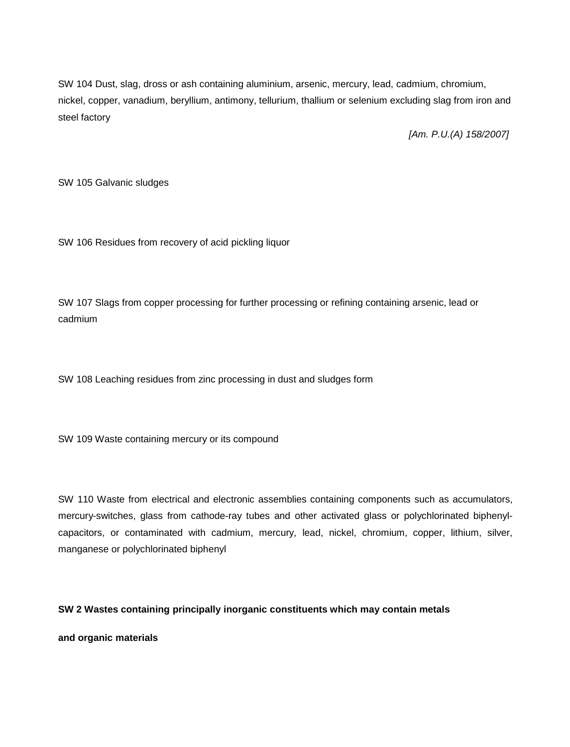SW 104 Dust, slag, dross or ash containing aluminium, arsenic, mercury, lead, cadmium, chromium, nickel, copper, vanadium, beryllium, antimony, tellurium, thallium or selenium excluding slag from iron and steel factory

*[Am. P.U.(A) 158/2007]*

SW 105 Galvanic sludges

SW 106 Residues from recovery of acid pickling liquor

SW 107 Slags from copper processing for further processing or refining containing arsenic, lead or cadmium

SW 108 Leaching residues from zinc processing in dust and sludges form

SW 109 Waste containing mercury or its compound

SW 110 Waste from electrical and electronic assemblies containing components such as accumulators, mercury-switches, glass from cathode-ray tubes and other activated glass or polychlorinated biphenyl-capacitors, or contaminated with cadmium, mercury, lead, nickel, chromium, copper, lithium, silver, manganese or polychlorinated biphenyl

**SW 2 Wastes containing principally inorganic constituents which may contain metals and organic materials**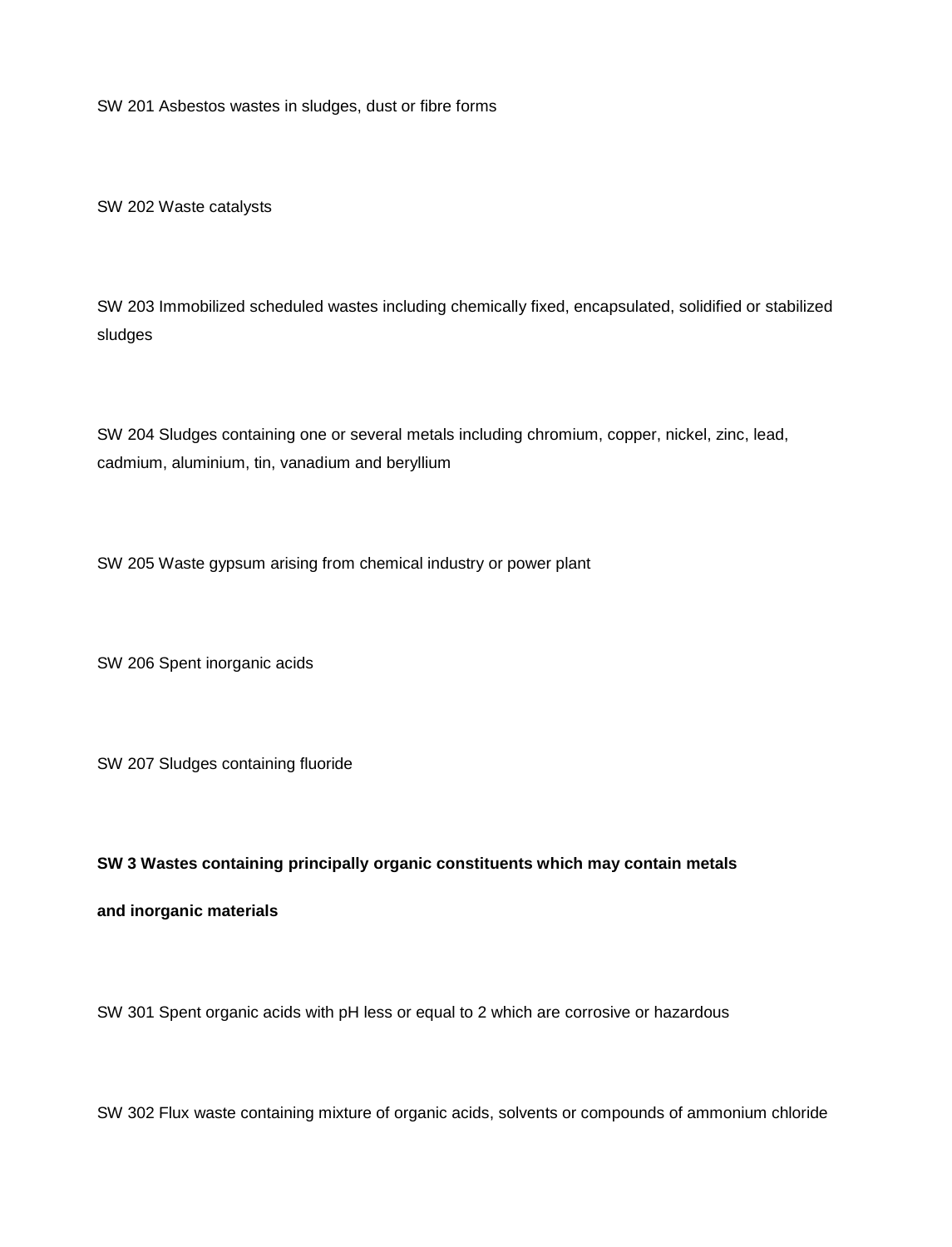SW 201 Asbestos wastes in sludges, dust or fibre forms

SW 202 Waste catalysts

SW 203 Immobilized scheduled wastes including chemically fixed, encapsulated, solidified or stabilized sludges

SW 204 Sludges containing one or several metals including chromium, copper, nickel, zinc, lead, cadmium, aluminium, tin, vanadium and beryllium

SW 205 Waste gypsum arising from chemical industry or power plant

SW 206 Spent inorganic acids

SW 207 Sludges containing fluoride

**SW 3 Wastes containing principally organic constituents which may contain metals and inorganic materials**

SW 301 Spent organic acids with pH less or equal to 2 which are corrosive or hazardous

SW 302 Flux waste containing mixture of organic acids, solvents or compounds of ammonium chloride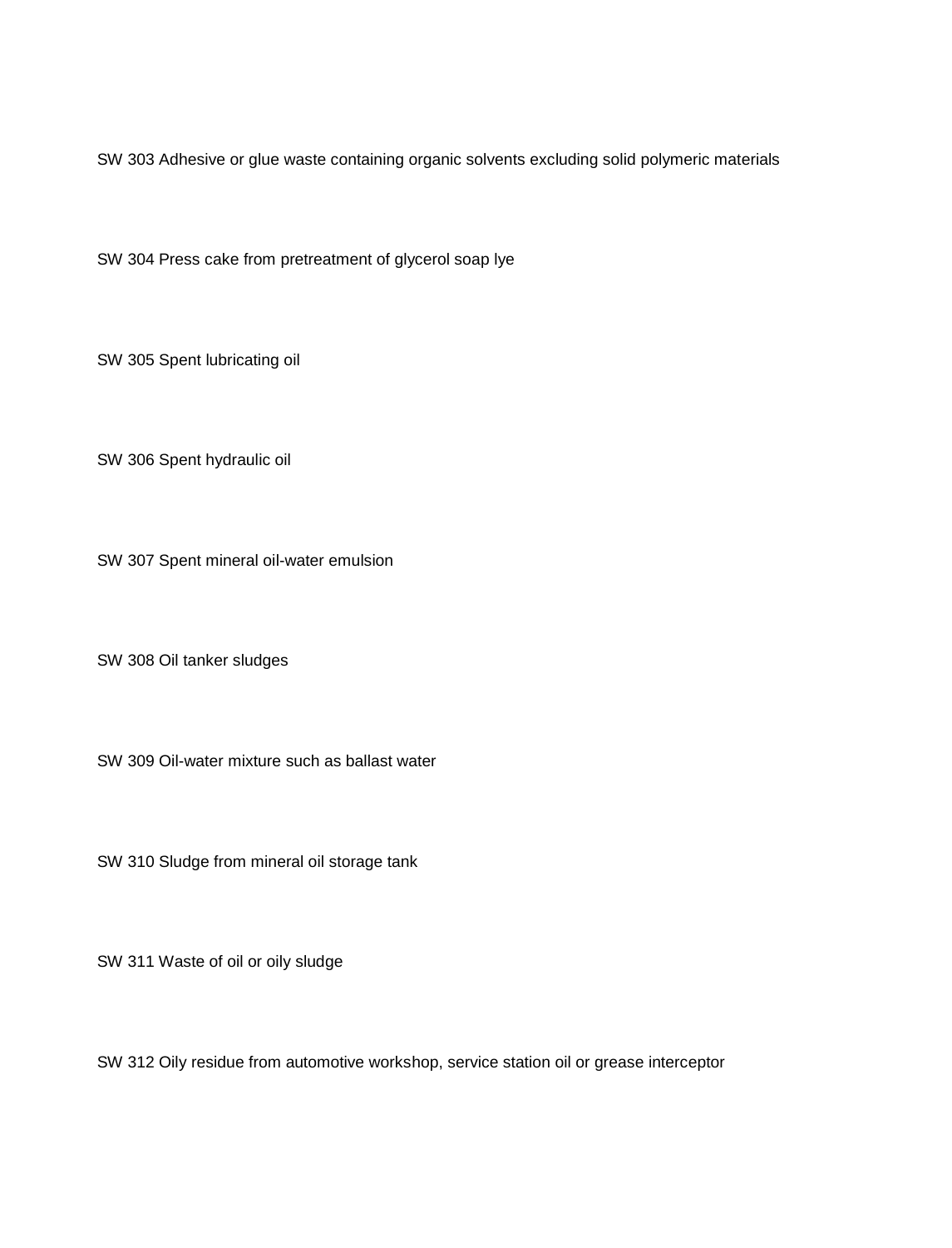SW 303 Adhesive or glue waste containing organic solvents excluding solid polymeric materials

SW 304 Press cake from pretreatment of glycerol soap lye

SW 305 Spent lubricating oil

SW 306 Spent hydraulic oil

SW 307 Spent mineral oil-water emulsion

SW 308 Oil tanker sludges

SW 309 Oil-water mixture such as ballast water

SW 310 Sludge from mineral oil storage tank

SW 311 Waste of oil or oily sludge

SW 312 Oily residue from automotive workshop, service station oil or grease interceptor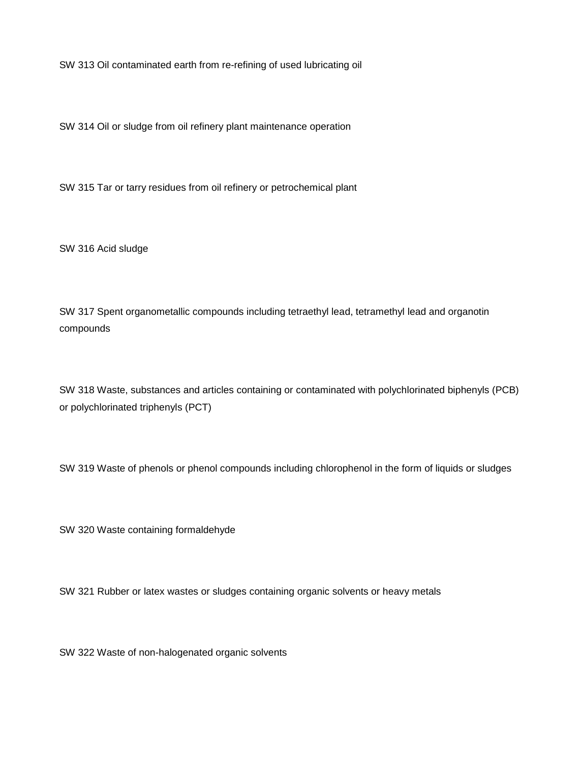SW 313 Oil contaminated earth from re-refining of used lubricating oil

SW 314 Oil or sludge from oil refinery plant maintenance operation

SW 315 Tar or tarry residues from oil refinery or petrochemical plant

SW 316 Acid sludge

SW 317 Spent organometallic compounds including tetraethyl lead, tetramethyl lead and organotin compounds

SW 318 Waste, substances and articles containing or contaminated with polychlorinated biphenyls (PCB) or polychlorinated triphenyls (PCT)

SW 319 Waste of phenols or phenol compounds including chlorophenol in the form of liquids or sludges

SW 320 Waste containing formaldehyde

SW 321 Rubber or latex wastes or sludges containing organic solvents or heavy metals

SW 322 Waste of non-halogenated organic solvents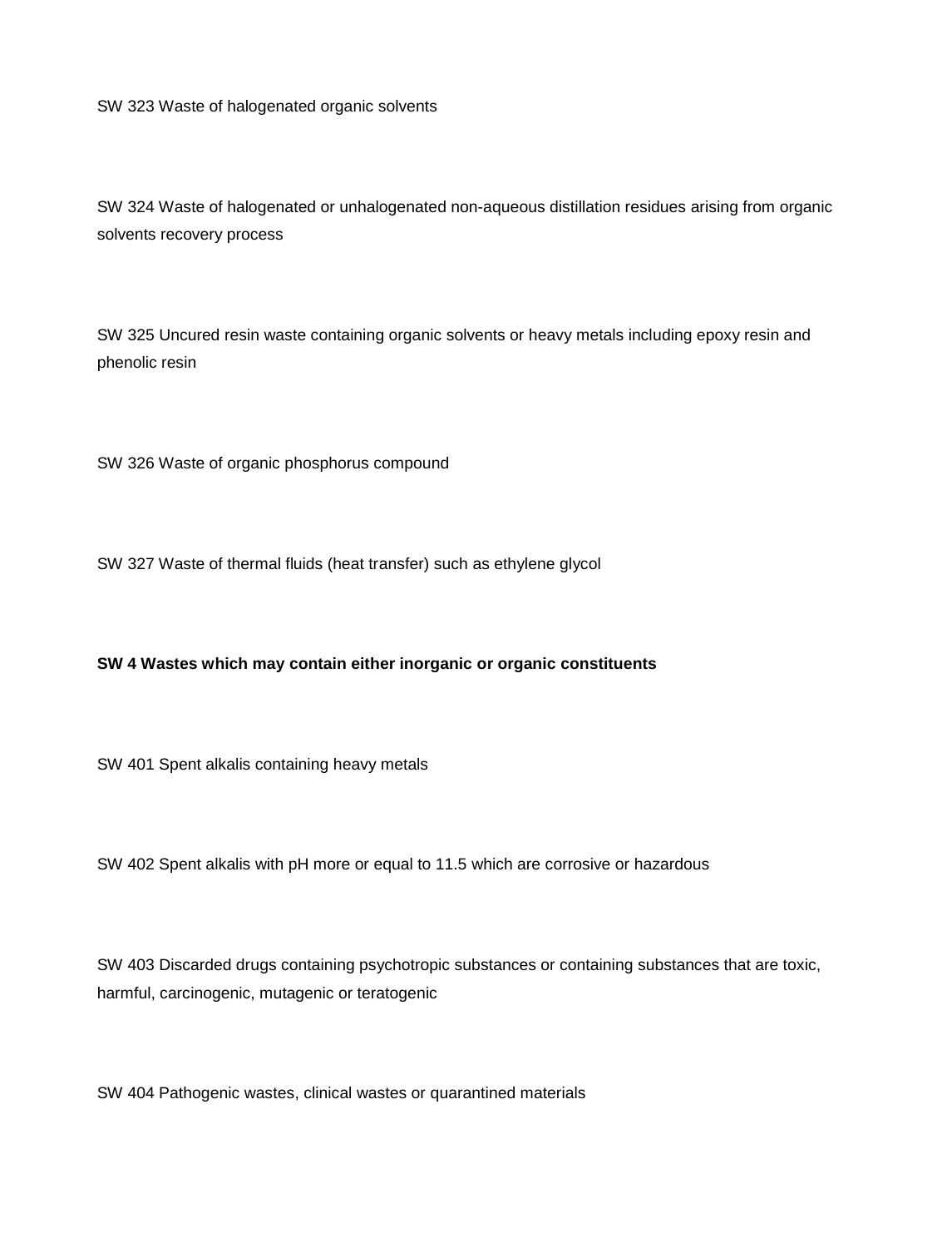SW 323 Waste of halogenated organic solvents

SW 324 Waste of halogenated or unhalogenated non-aqueous distillation residues arising from organic solvents recovery process

SW 325 Uncured resin waste containing organic solvents or heavy metals including epoxy resin and phenolic resin

SW 326 Waste of organic phosphorus compound

SW 327 Waste of thermal fluids (heat transfer) such as ethylene glycol

**SW 4 Wastes which may contain either inorganic or organic constituents**

SW 401 Spent alkalis containing heavy metals

SW 402 Spent alkalis with pH more or equal to 11.5 which are corrosive or hazardous

SW 403 Discarded drugs containing psychotropic substances or containing substances that are toxic, harmful, carcinogenic, mutagenic or teratogenic

SW 404 Pathogenic wastes, clinical wastes or quarantined materials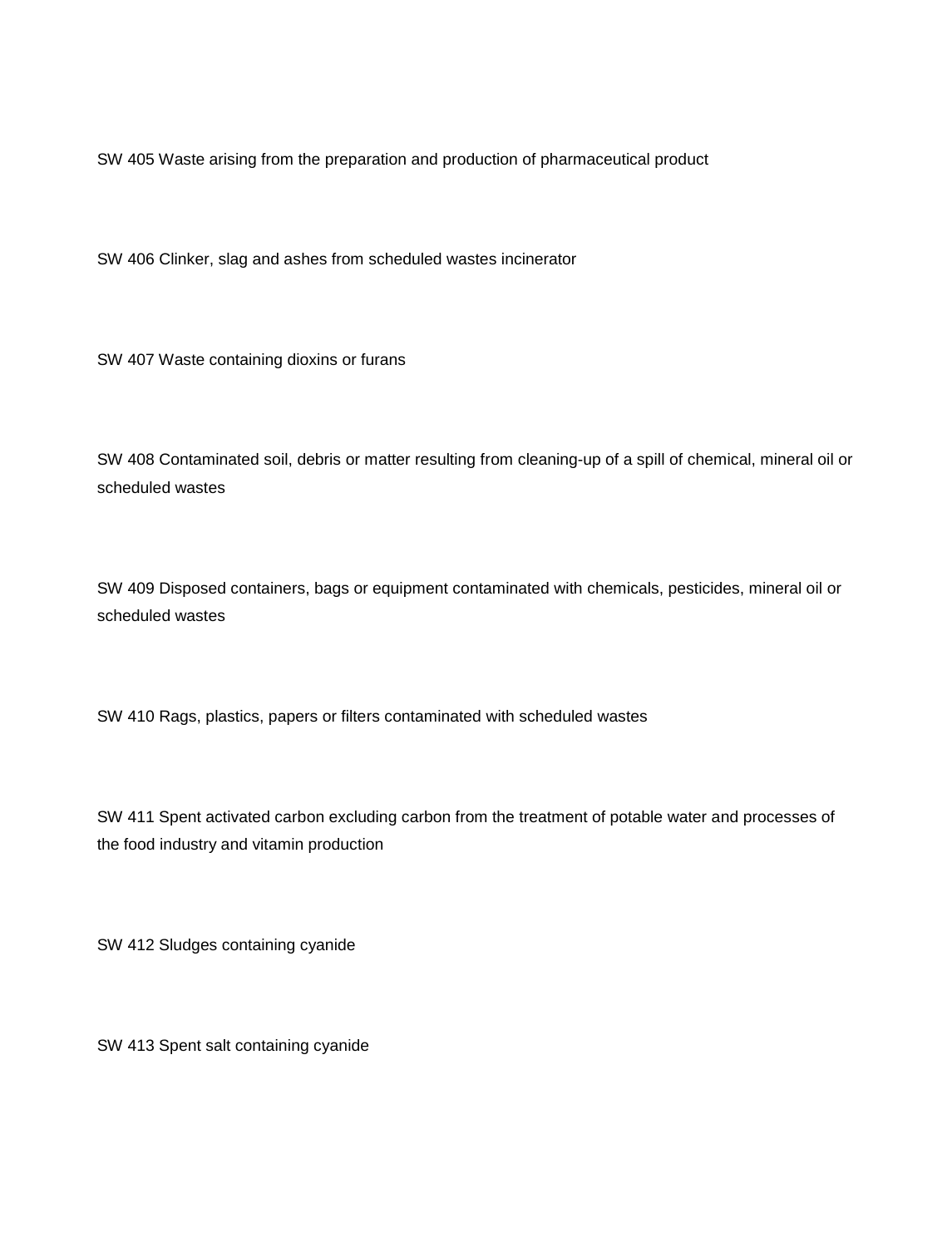SW 405 Waste arising from the preparation and production of pharmaceutical product

SW 406 Clinker, slag and ashes from scheduled wastes incinerator

SW 407 Waste containing dioxins or furans

SW 408 Contaminated soil, debris or matter resulting from cleaning-up of a spill of chemical, mineral oil or scheduled wastes

SW 409 Disposed containers, bags or equipment contaminated with chemicals, pesticides, mineral oil or scheduled wastes

SW 410 Rags, plastics, papers or filters contaminated with scheduled wastes

SW 411 Spent activated carbon excluding carbon from the treatment of potable water and processes of the food industry and vitamin production

SW 412 Sludges containing cyanide

SW 413 Spent salt containing cyanide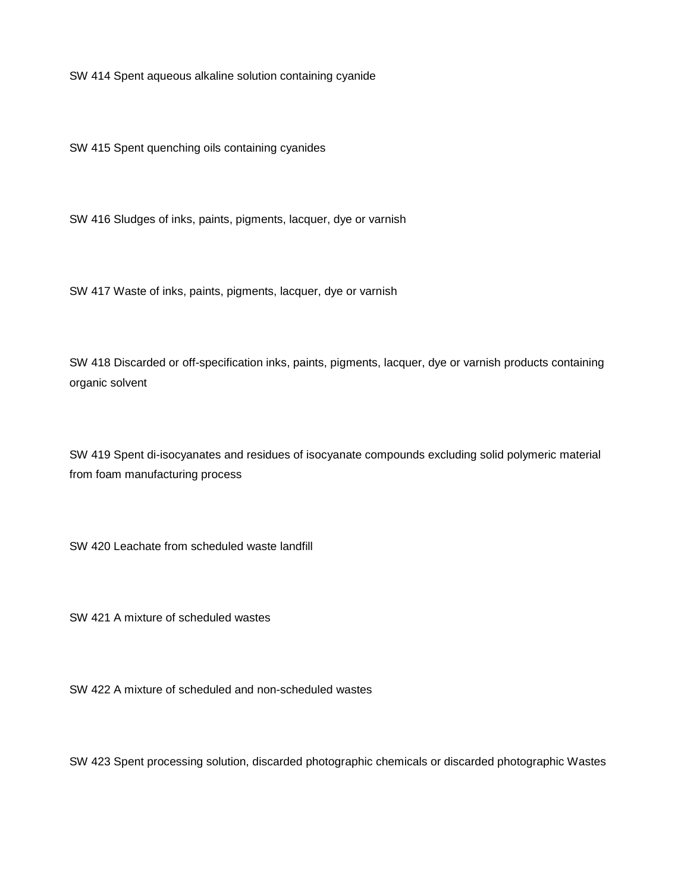SW 414 Spent aqueous alkaline solution containing cyanide

SW 415 Spent quenching oils containing cyanides

SW 416 Sludges of inks, paints, pigments, lacquer, dye or varnish

SW 417 Waste of inks, paints, pigments, lacquer, dye or varnish

SW 418 Discarded or off-specification inks, paints, pigments, lacquer, dye or varnish products containing organic solvent

SW 419 Spent di-isocyanates and residues of isocyanate compounds excluding solid polymeric material from foam manufacturing process

SW 420 Leachate from scheduled waste landfill

SW 421 A mixture of scheduled wastes

SW 422 A mixture of scheduled and non-scheduled wastes

SW 423 Spent processing solution, discarded photographic chemicals or discarded photographic Wastes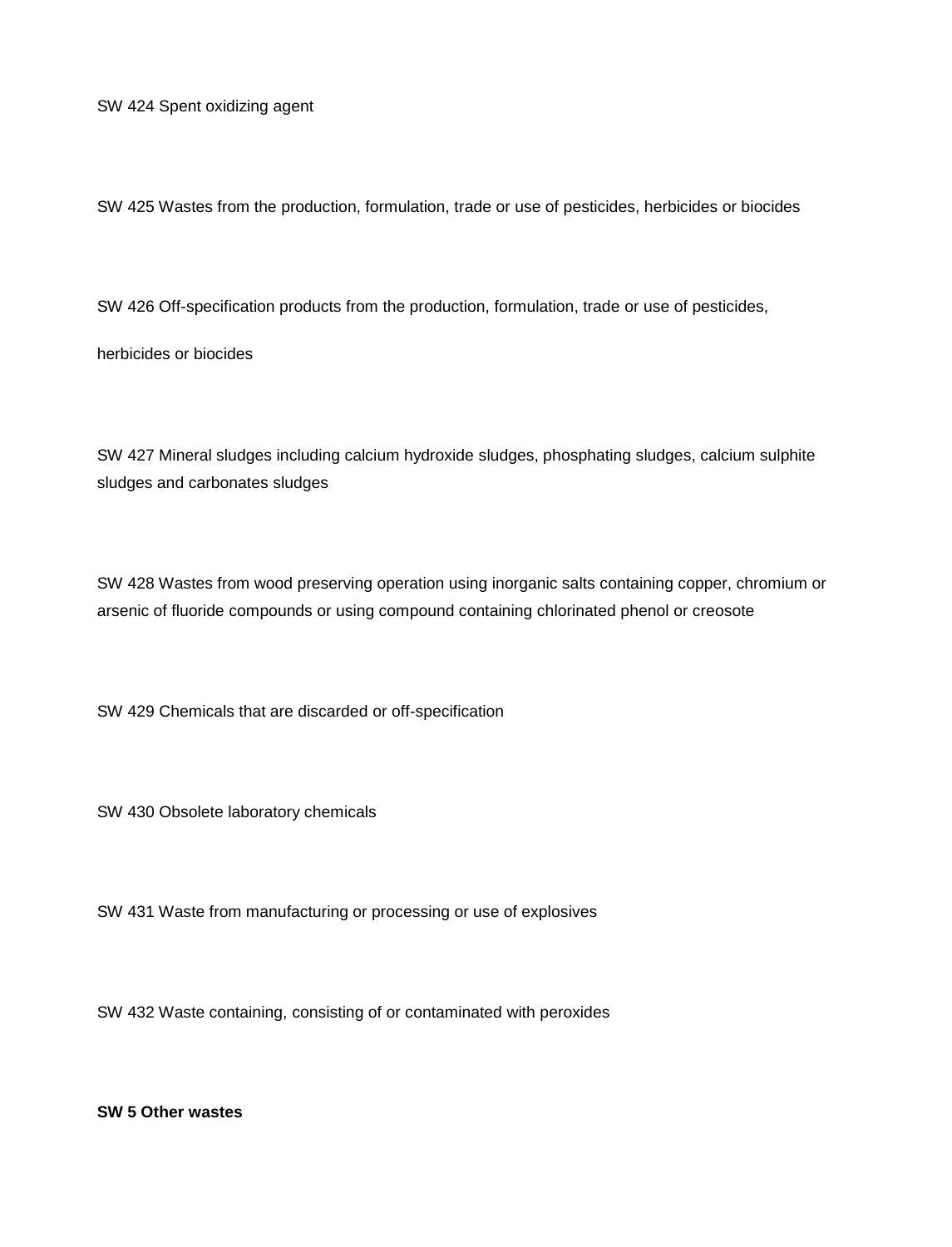SW 424 Spent oxidizing agent

SW 425 Wastes from the production, formulation, trade or use of pesticides, herbicides or biocides

SW 426 Off-specification products from the production, formulation, trade or use of pesticides, herbicides or biocides

SW 427 Mineral sludges including calcium hydroxide sludges, phosphating sludges, calcium sulphite sludges and carbonates sludges

SW 428 Wastes from wood preserving operation using inorganic salts containing copper, chromium or arsenic of fluoride compounds or using compound containing chlorinated phenol or creosote

SW 429 Chemicals that are discarded or off-specification

SW 430 Obsolete laboratory chemicals

SW 431 Waste from manufacturing or processing or use of explosives

SW 432 Waste containing, consisting of or contaminated with peroxides

**SW 5 Other wastes**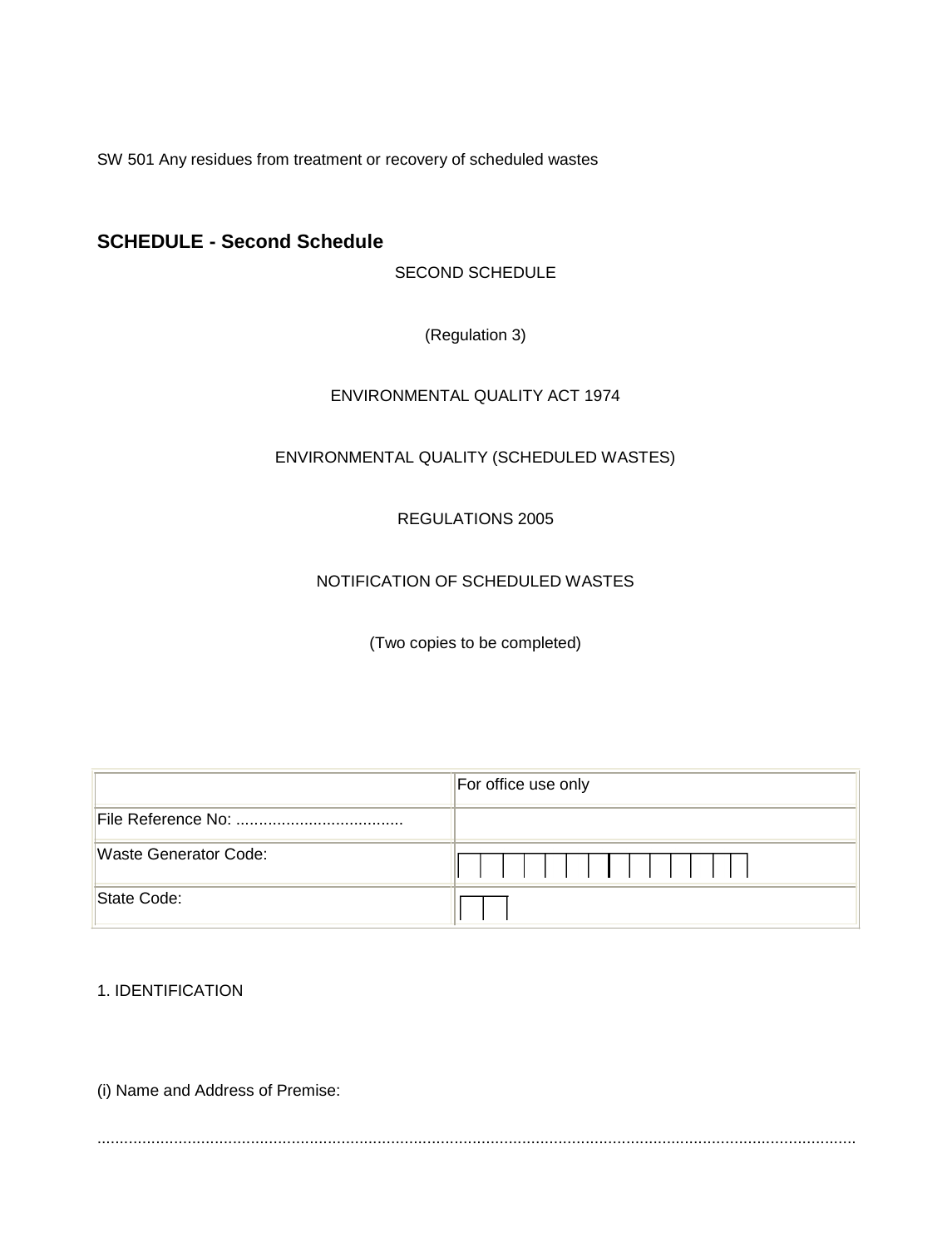SW 501 Any residues from treatment or recovery of scheduled wastes

## SCHEDULE - Second Schedule

SECOND SCHEDULE

(Regulation 3)

ENVIRONMENTAL QUALITY ACT 1974

ENVIRONMENTAL QUALITY (SCHEDULED WASTES)

REGULATIONS 2005

NOTIFICATION OF SCHEDULED WASTES

(Two copies to be completed)

| | For office use only |
|---|---|
| File Reference No: ..................................... | |
| Waste Generator Code: | \| \| \| \| \| \| \| \| \| \| \| \| \| \| |
| State Code: | \| \| \| |

1. IDENTIFICATION

(i) Name and Address of Premise:

.................................................................................................................................................................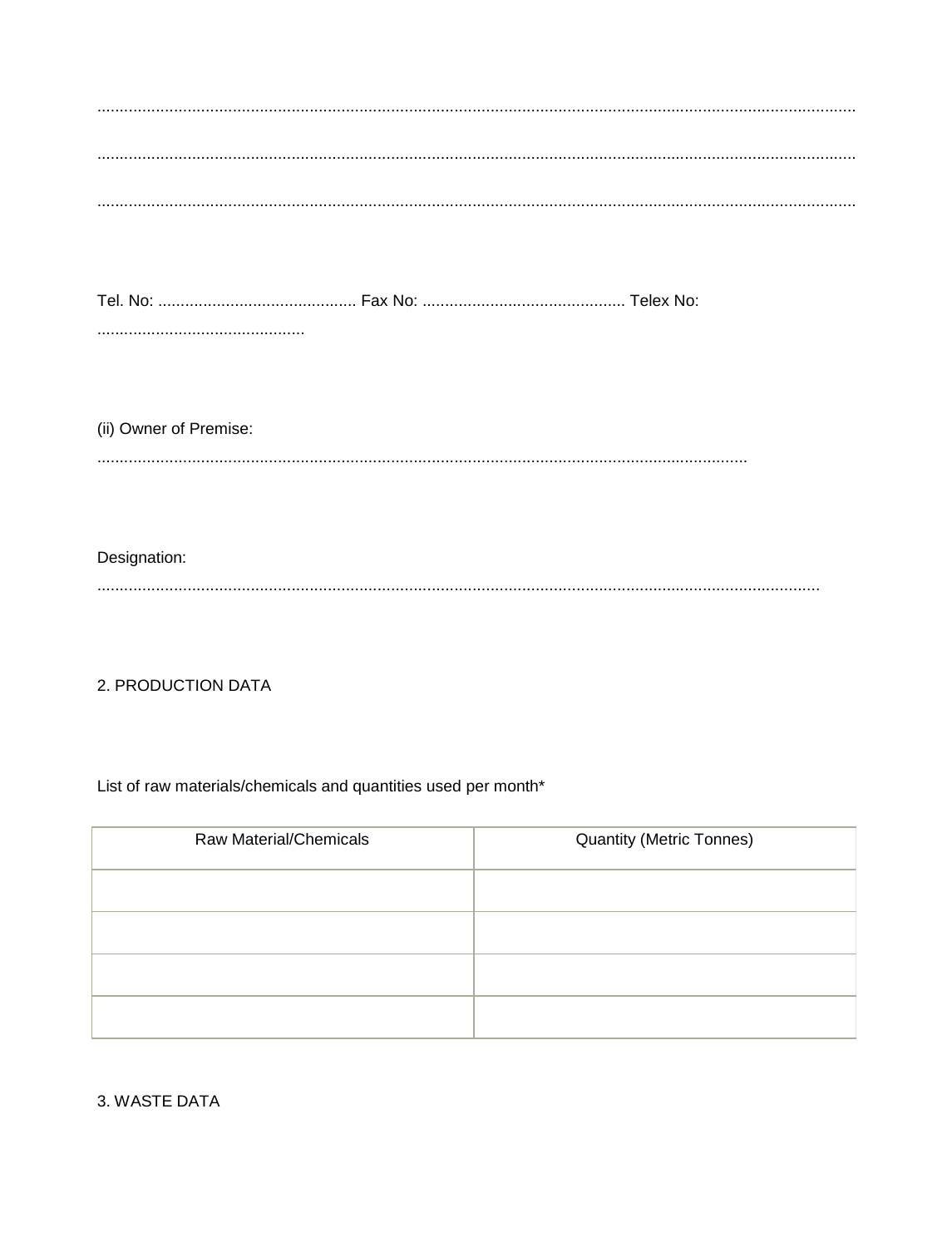......................................................................................................................................................................

......................................................................................................................................................................

......................................................................................................................................................................

Tel. No: ............................................ Fax No: ............................................. Telex No: ..............................................

(ii) Owner of Premise: ...............................................................................................................................................

Designation: ...............................................................................................................................................................

2. PRODUCTION DATA

List of raw materials/chemicals and quantities used per month*

| Raw Material/Chemicals | Quantity (Metric Tonnes) |
| --- | --- |
| | |
| | |
| | |
| | |

3. WASTE DATA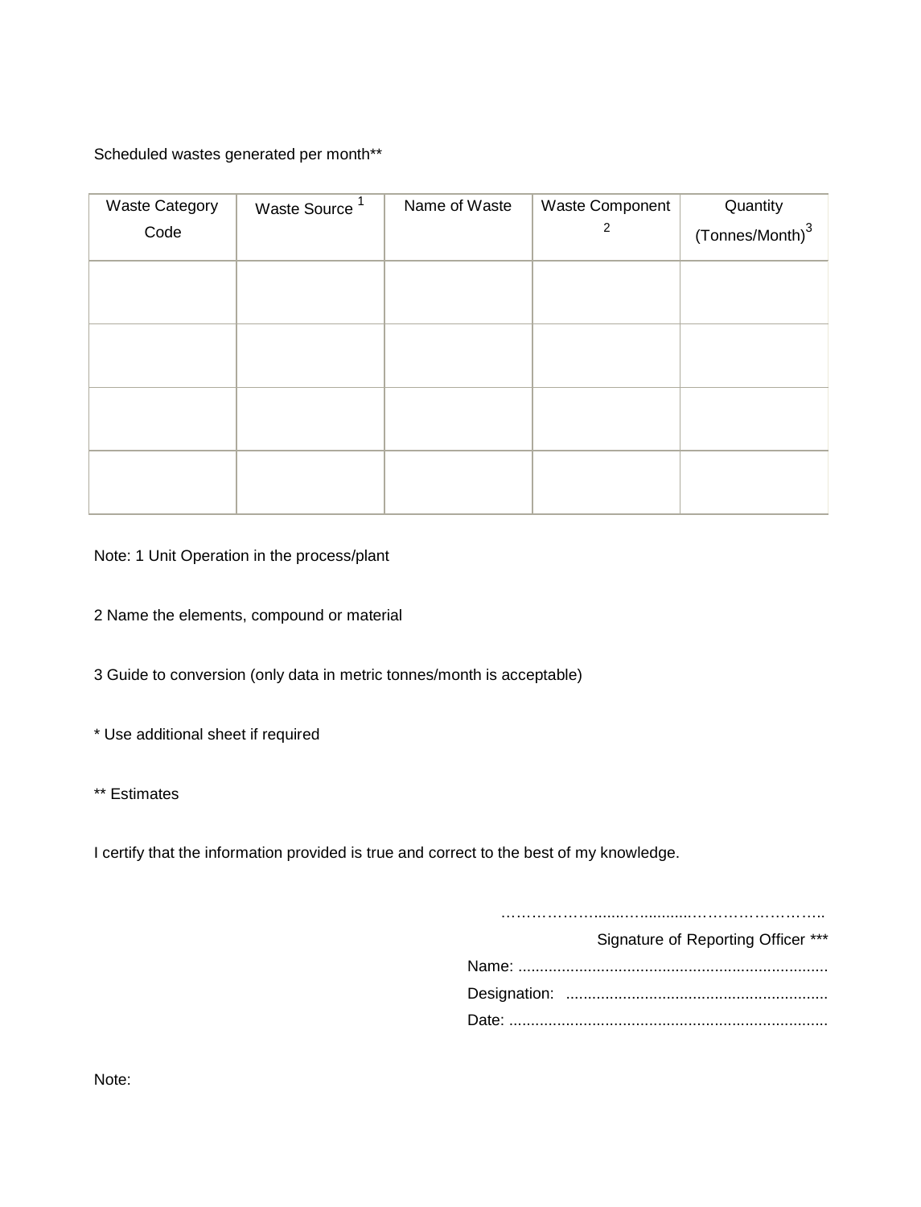Scheduled wastes generated per month**

| Waste Category Code | Waste Source [1] | Name of Waste | Waste Component [2] | Quantity (Tonnes/Month)[3] |
|---|---|---|---|---|
| | | | | |
| | | | | |
| | | | | |
| | | | | |

Note: 1 Unit Operation in the process/plant

2 Name the elements, compound or material

3 Guide to conversion (only data in metric tonnes/month is acceptable)

* Use additional sheet if required

** Estimates

I certify that the information provided is true and correct to the best of my knowledge.

…………………........….........……………………..

Signature of Reporting Officer ***

Name: .......................................................................

Designation: ............................................................

Date: .........................................................................

Note: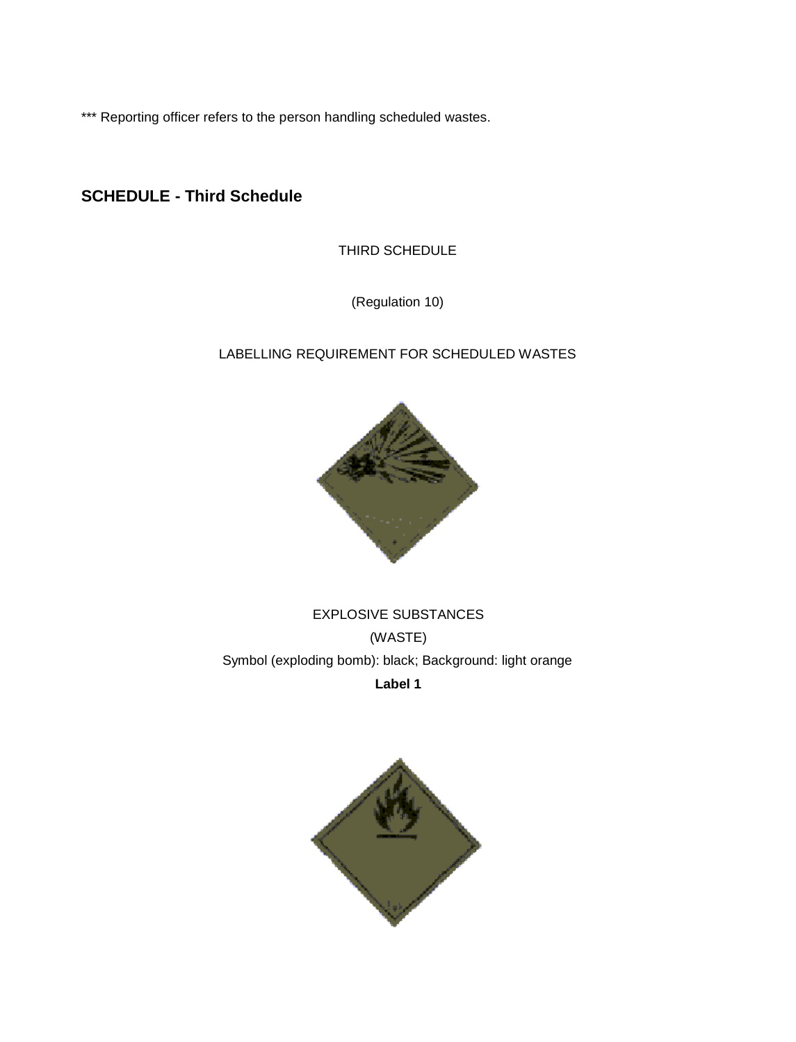*** Reporting officer refers to the person handling scheduled wastes.

## SCHEDULE - Third Schedule

THIRD SCHEDULE

(Regulation 10)

LABELLING REQUIREMENT FOR SCHEDULED WASTES

EXPLOSIVE SUBSTANCES

(WASTE)

Symbol (exploding bomb): black; Background: light orange

**Label 1**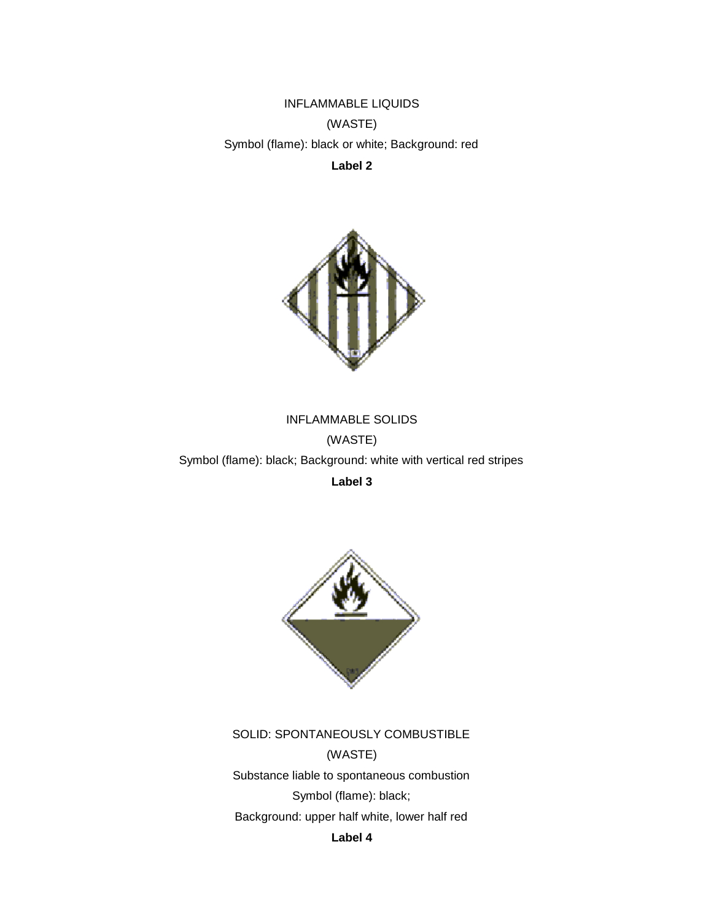INFLAMMABLE LIQUIDS

(WASTE)

Symbol (flame): black or white; Background: red

**Label 2**

INFLAMMABLE SOLIDS

(WASTE)

Symbol (flame): black; Background: white with vertical red stripes

**Label 3**

SOLID: SPONTANEOUSLY COMBUSTIBLE

(WASTE)

Substance liable to spontaneous combustion

Symbol (flame): black;

Background: upper half white, lower half red

**Label 4**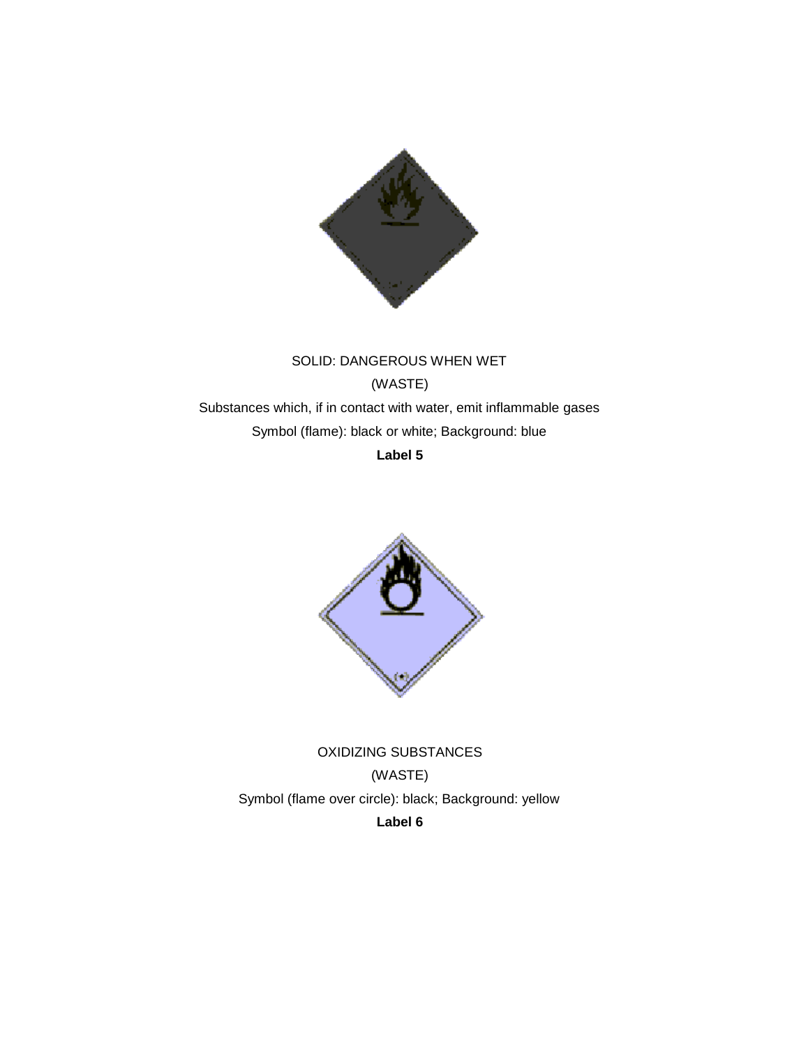SOLID: DANGEROUS WHEN WET

(WASTE)

Substances which, if in contact with water, emit inflammable gases

Symbol (flame): black or white; Background: blue

**Label 5**

OXIDIZING SUBSTANCES

(WASTE)

Symbol (flame over circle): black; Background: yellow

**Label 6**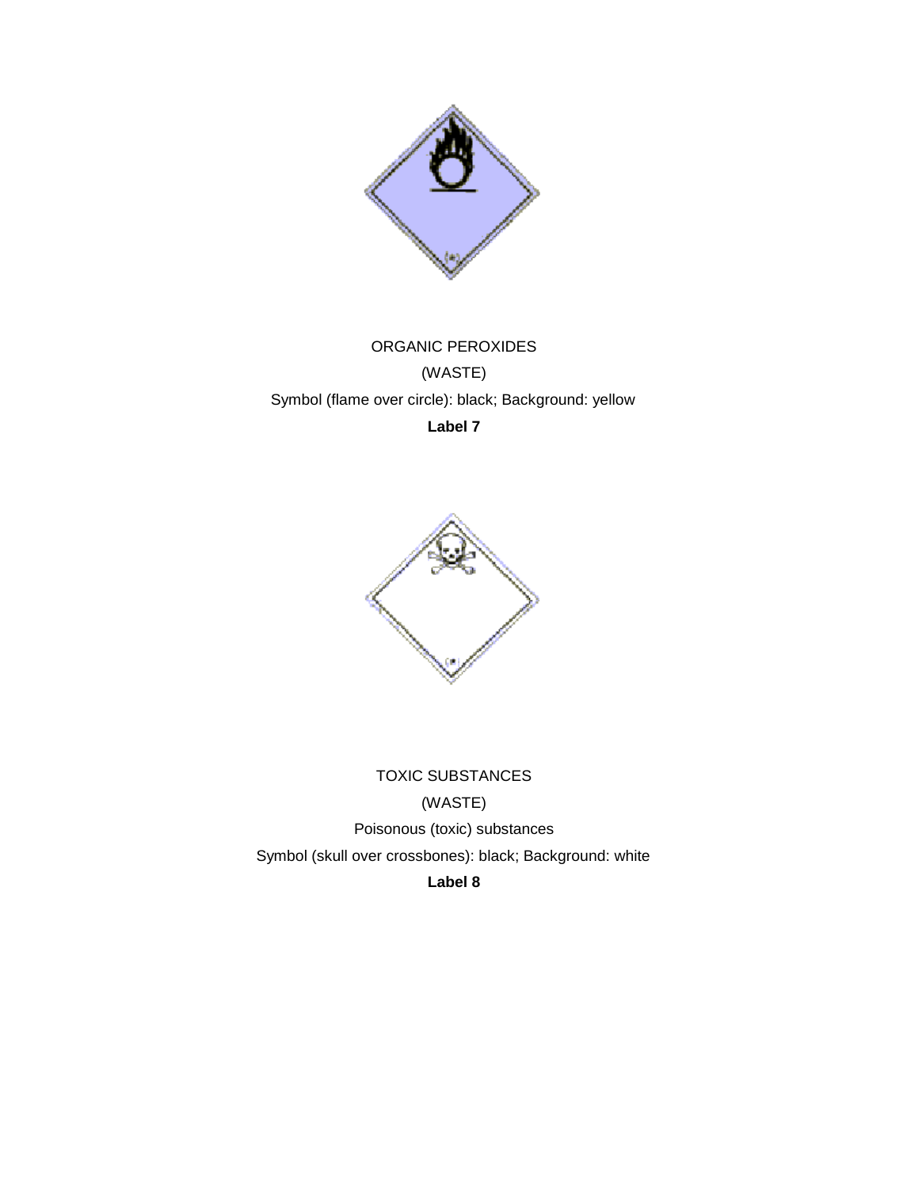ORGANIC PEROXIDES

(WASTE)

Symbol (flame over circle): black; Background: yellow

**Label 7**

TOXIC SUBSTANCES

(WASTE)

Poisonous (toxic) substances

Symbol (skull over crossbones): black; Background: white

**Label 8**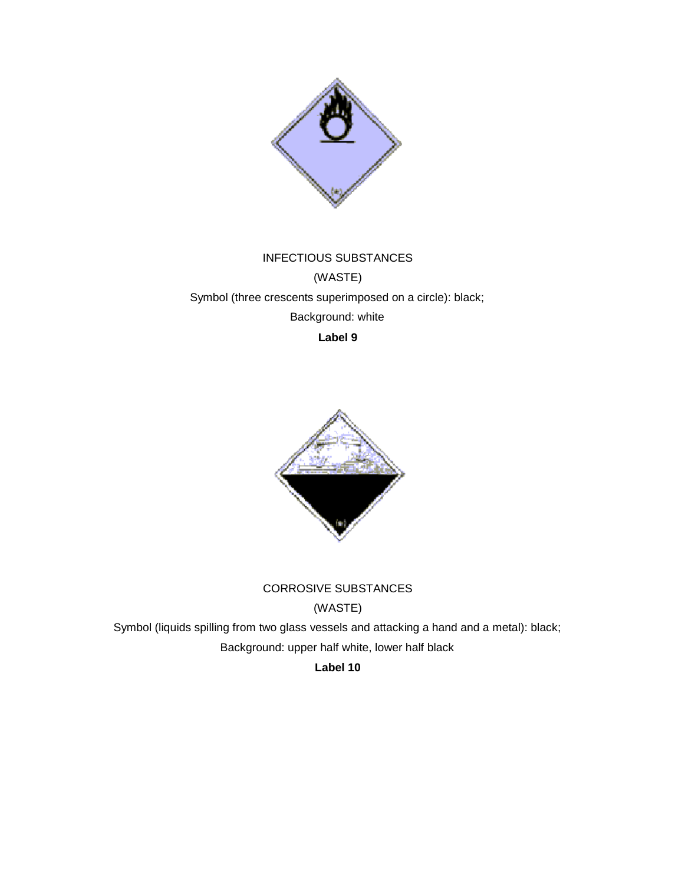INFECTIOUS SUBSTANCES

(WASTE)

Symbol (three crescents superimposed on a circle): black;

Background: white

**Label 9**

CORROSIVE SUBSTANCES

(WASTE)

Symbol (liquids spilling from two glass vessels and attacking a hand and a metal): black;

Background: upper half white, lower half black

**Label 10**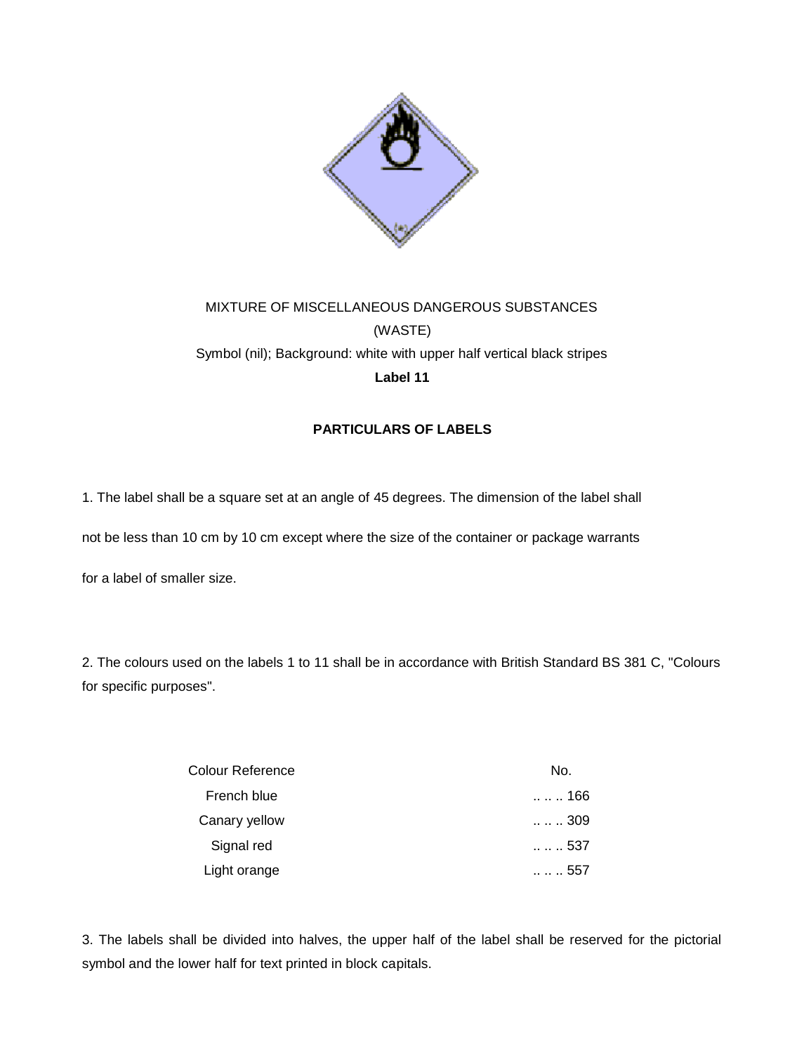MIXTURE OF MISCELLANEOUS DANGEROUS SUBSTANCES

(WASTE)

Symbol (nil); Background: white with upper half vertical black stripes

**Label 11**

**PARTICULARS OF LABELS**

1. The label shall be a square set at an angle of 45 degrees. The dimension of the label shall not be less than 10 cm by 10 cm except where the size of the container or package warrants for a label of smaller size.

2. The colours used on the labels 1 to 11 shall be in accordance with British Standard BS 381 C, "Colours for specific purposes".

| Colour Reference | No. |
|---|---|
| French blue | .. .. .. 166 |
| Canary yellow | .. .. .. 309 |
| Signal red | .. .. .. 537 |
| Light orange | .. .. .. 557 |

3. The labels shall be divided into halves, the upper half of the label shall be reserved for the pictorial symbol and the lower half for text printed in block capitals.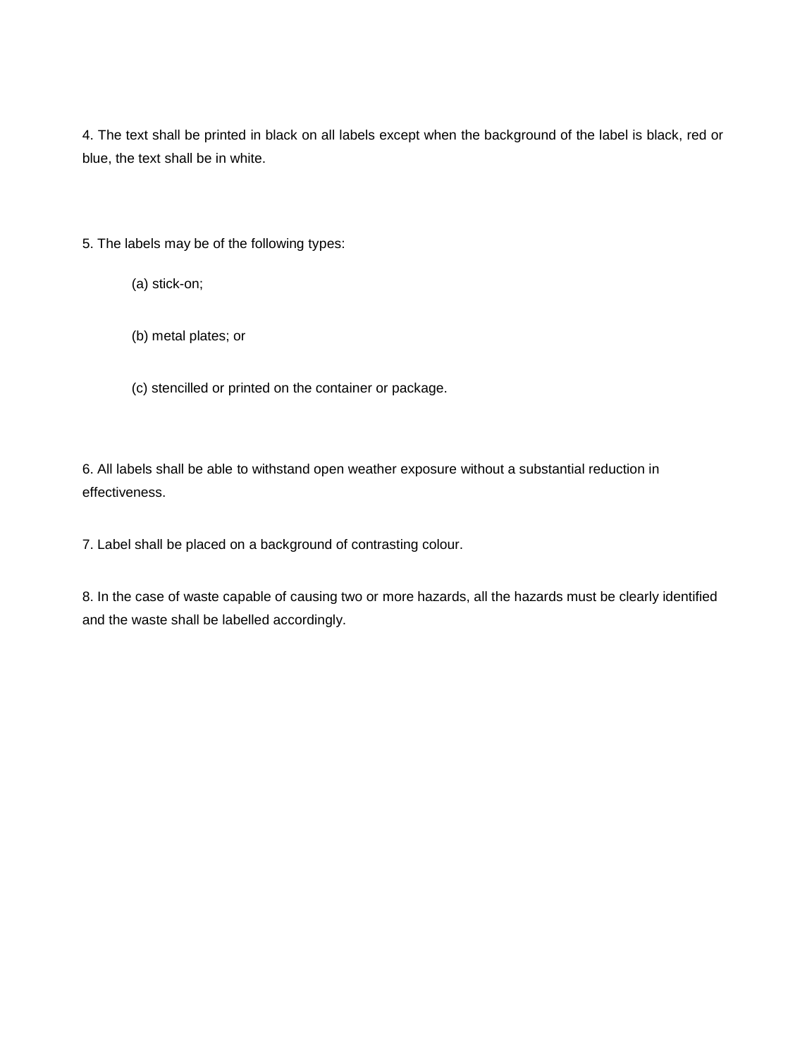4. The text shall be printed in black on all labels except when the background of the label is black, red or blue, the text shall be in white.

5. The labels may be of the following types:

(a) stick-on;

(b) metal plates; or

(c) stencilled or printed on the container or package.

6. All labels shall be able to withstand open weather exposure without a substantial reduction in effectiveness.

7. Label shall be placed on a background of contrasting colour.

8. In the case of waste capable of causing two or more hazards, all the hazards must be clearly identified and the waste shall be labelled accordingly.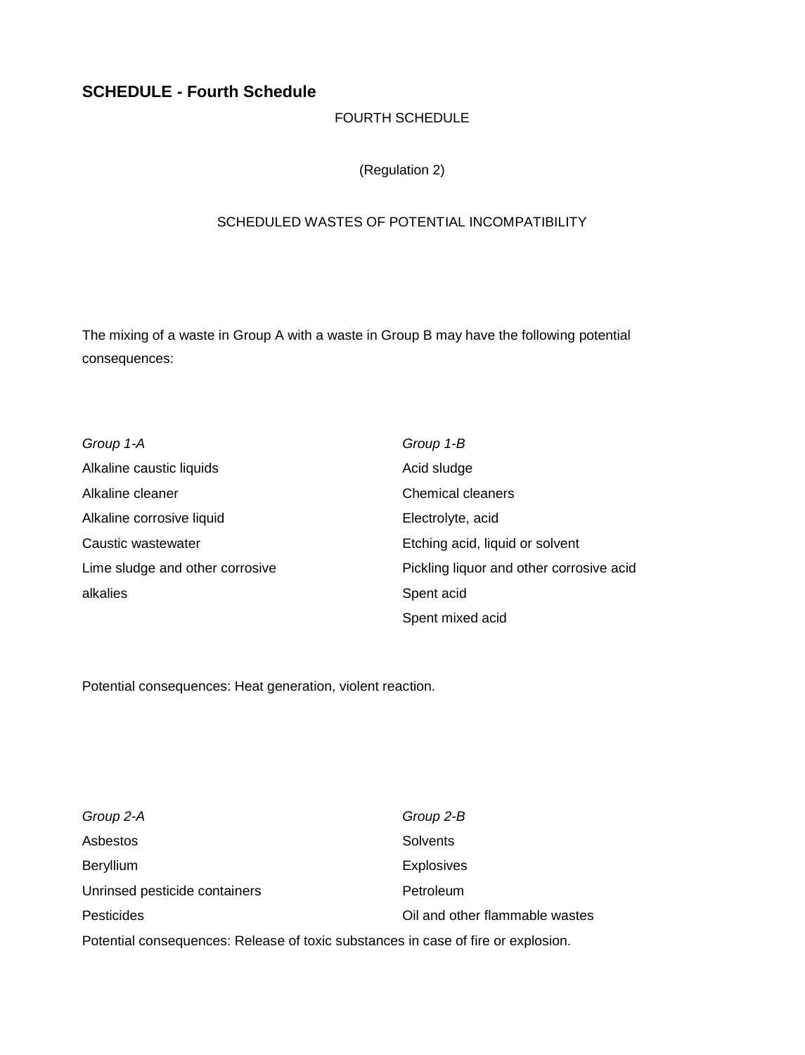## SCHEDULE - Fourth Schedule

FOURTH SCHEDULE

(Regulation 2)

SCHEDULED WASTES OF POTENTIAL INCOMPATIBILITY

The mixing of a waste in Group A with a waste in Group B may have the following potential consequences:

| *Group 1-A* | *Group 1-B* |
| --- | --- |
| Alkaline caustic liquids | Acid sludge |
| Alkaline cleaner | Chemical cleaners |
| Alkaline corrosive liquid | Electrolyte, acid |
| Caustic wastewater | Etching acid, liquid or solvent |
| Lime sludge and other corrosive alkalies | Pickling liquor and other corrosive acid |
| | Spent acid |
| | Spent mixed acid |

Potential consequences: Heat generation, violent reaction.

| *Group 2-A* | *Group 2-B* |
| --- | --- |
| Asbestos | Solvents |
| Beryllium | Explosives |
| Unrinsed pesticide containers | Petroleum |
| Pesticides | Oil and other flammable wastes |

Potential consequences: Release of toxic substances in case of fire or explosion.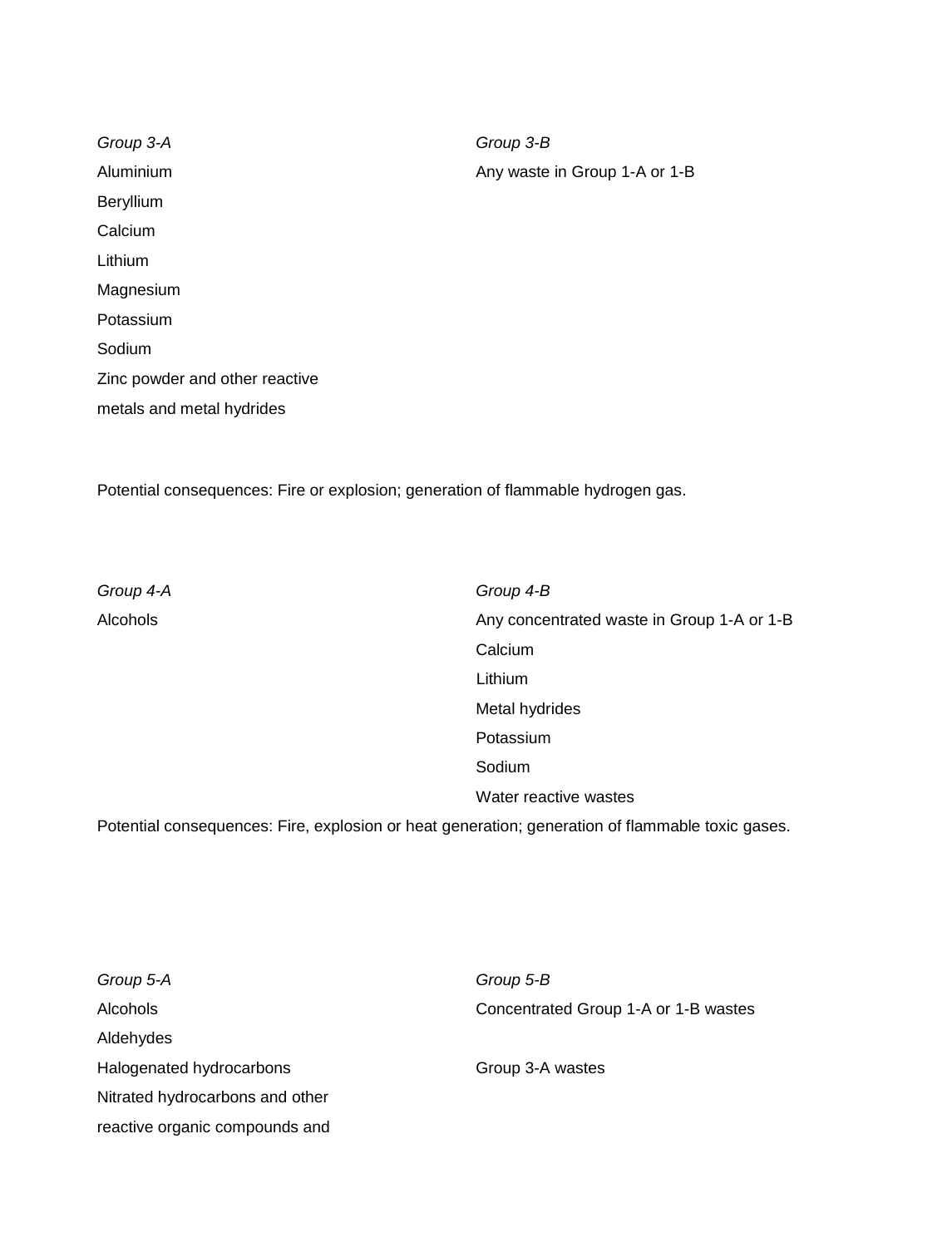| *Group 3-A* | *Group 3-B* |
|---|---|
| Aluminium | Any waste in Group 1-A or 1-B |
| Beryllium | |
| Calcium | |
| Lithium | |
| Magnesium | |
| Potassium | |
| Sodium | |
| Zinc powder and other reactive metals and metal hydrides | |

Potential consequences: Fire or explosion; generation of flammable hydrogen gas.

| *Group 4-A* | *Group 4-B* |
|---|---|
| Alcohols | Any concentrated waste in Group 1-A or 1-B |
| | Calcium |
| | Lithium |
| | Metal hydrides |
| | Potassium |
| | Sodium |
| | Water reactive wastes |

Potential consequences: Fire, explosion or heat generation; generation of flammable toxic gases.

| *Group 5-A* | *Group 5-B* |
|---|---|
| Alcohols | Concentrated Group 1-A or 1-B wastes |
| Aldehydes | |
| Halogenated hydrocarbons | Group 3-A wastes |
| Nitrated hydrocarbons and other reactive organic compounds and | |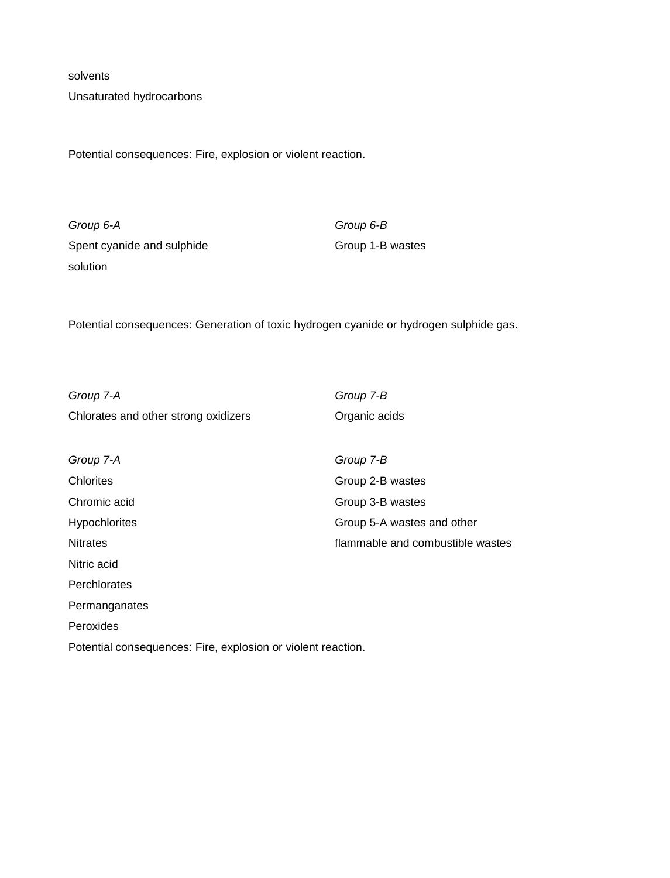solvents
Unsaturated hydrocarbons

Potential consequences: Fire, explosion or violent reaction.

| *Group 6-A* | *Group 6-B* |
| --- | --- |
| Spent cyanide and sulphide solution | Group 1-B wastes |

Potential consequences: Generation of toxic hydrogen cyanide or hydrogen sulphide gas.

| *Group 7-A* | *Group 7-B* |
| --- | --- |
| Chlorates and other strong oxidizers | Organic acids |

| *Group 7-A* | *Group 7-B* |
| --- | --- |
| Chlorites | Group 2-B wastes |
| Chromic acid | Group 3-B wastes |
| Hypochlorites | Group 5-A wastes and other flammable and combustible wastes |
| Nitrates | |
| Nitric acid | |
| Perchlorates | |
| Permanganates | |
| Peroxides | |

Potential consequences: Fire, explosion or violent reaction.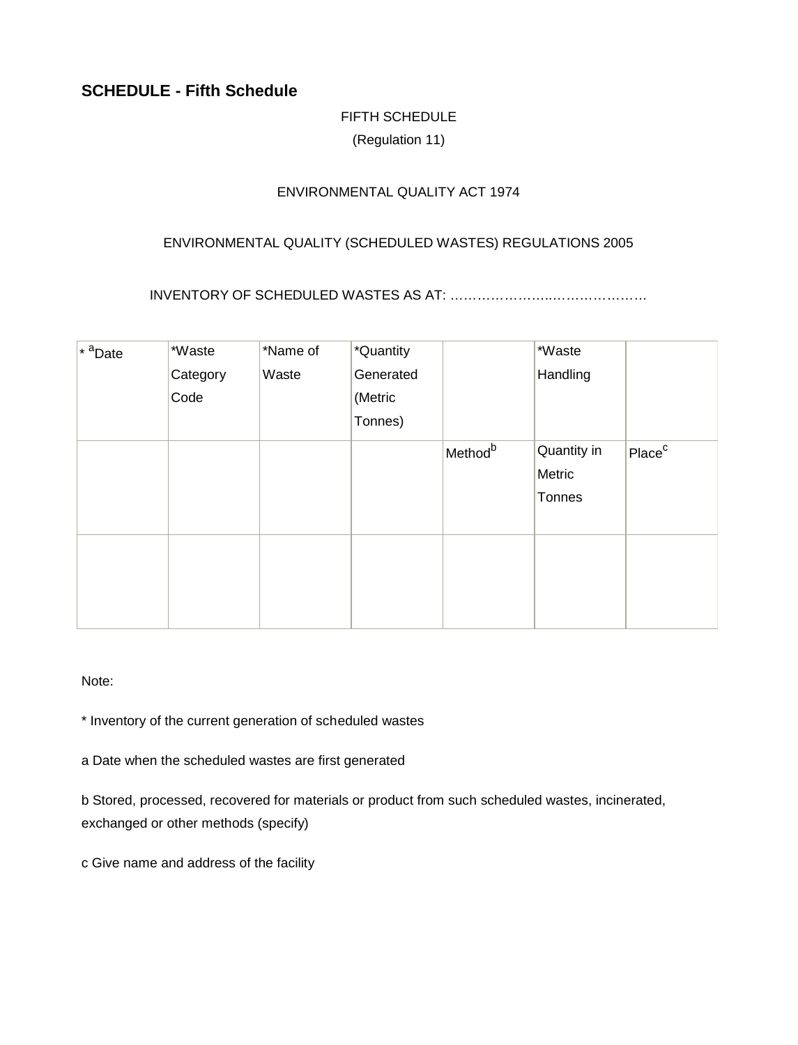## SCHEDULE - Fifth Schedule

FIFTH SCHEDULE

(Regulation 11)

ENVIRONMENTAL QUALITY ACT 1974

ENVIRONMENTAL QUALITY (SCHEDULED WASTES) REGULATIONS 2005

INVENTORY OF SCHEDULED WASTES AS AT: ……………………..…………………

| * [a]Date | *Waste Category Code | *Name of Waste | *Quantity Generated (Metric Tonnes) | | *Waste Handling | |
|---|---|---|---|---|---|---|
| | | | | Method[b] | Quantity in Metric Tonnes | Place[c] |
| | | | | | | |

Note:

* Inventory of the current generation of scheduled wastes

a Date when the scheduled wastes are first generated

b Stored, processed, recovered for materials or product from such scheduled wastes, incinerated, exchanged or other methods (specify)

c Give name and address of the facility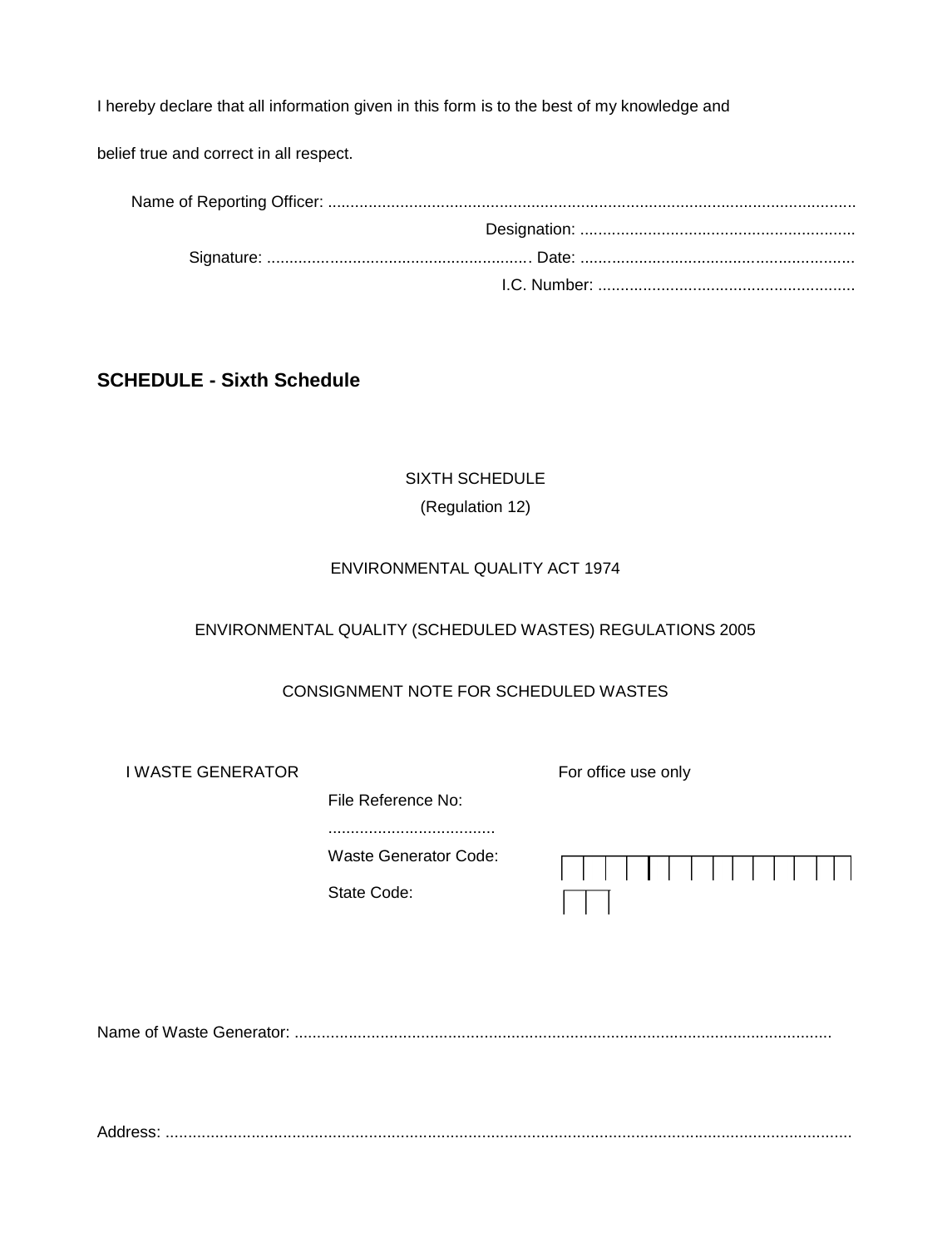I hereby declare that all information given in this form is to the best of my knowledge and

belief true and correct in all respect.

Name of Reporting Officer: ....................................................................................................................

Designation: .............................................................

Signature: ........................................................... Date: .............................................................

I.C. Number: .........................................................

## SCHEDULE - Sixth Schedule

SIXTH SCHEDULE

(Regulation 12)

ENVIRONMENTAL QUALITY ACT 1974

ENVIRONMENTAL QUALITY (SCHEDULED WASTES) REGULATIONS 2005

CONSIGNMENT NOTE FOR SCHEDULED WASTES

I WASTE GENERATOR

For office use only

File Reference No:

.....................................

Waste Generator Code: | | | | | | | | | | | | | | |

State Code: | | |

Name of Waste Generator: .......................................................................................................................

Address: ..........................................................................................................................................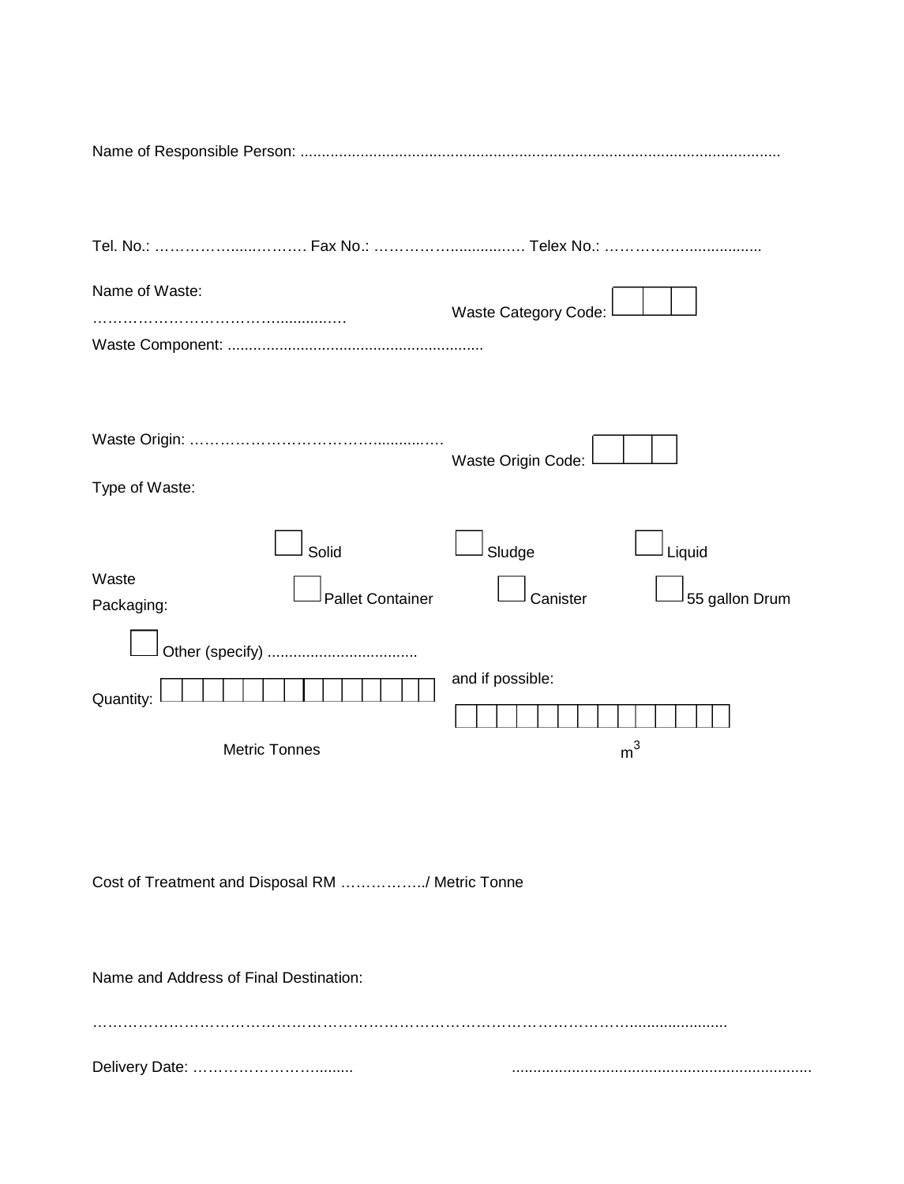Name of Responsible Person: ...............................................................................................................

Tel. No.: ……………......……… Fax No.: ……………................… Telex No.: ……………….................

Name of Waste: ……………………………….............…

Waste Category Code: ☐☐☐

Waste Component: ...........................................................

Waste Origin: ……………………………….............…

Waste Origin Code: ☐☐☐

Type of Waste:

☐ Solid ☐ Sludge ☐ Liquid

Waste Packaging: ☐ Pallet Container ☐ Canister ☐ 55 gallon Drum

☐ Other (specify) ..................................

Quantity: ☐☐☐☐☐☐☐☐☐☐☐☐☐☐ Metric Tonnes

and if possible: ☐☐☐☐☐☐☐☐☐☐☐☐☐☐ $m^3$

Cost of Treatment and Disposal RM ……………../ Metric Tonne

Name and Address of Final Destination:

…………………………………………………………………………………………….......................

Delivery Date: ………………………......... .....................................................................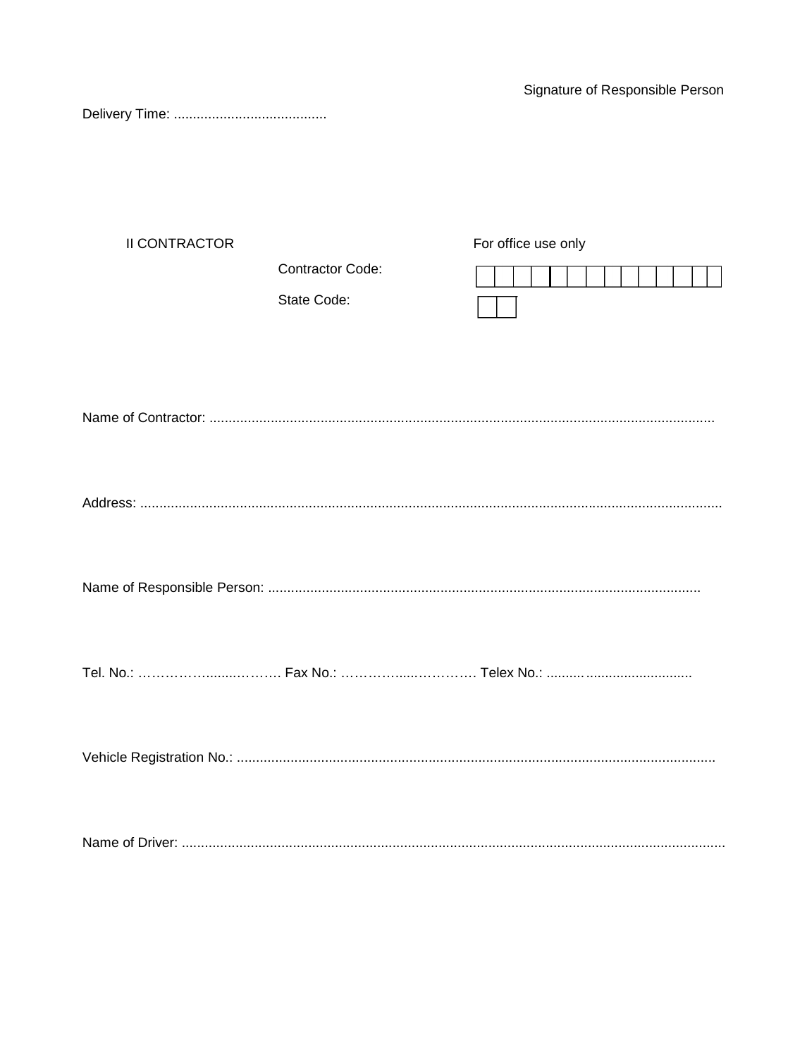Signature of Responsible Person

Delivery Time: ........................................

II CONTRACTOR

For office use only

Contractor Code: | | | | | | | | | | | | | | |

State Code: | | |

Name of Contractor: ....................................................................................................................................

Address: .......................................................................................................................................................

Name of Responsible Person: .................................................................................................................

Tel. No.: …………….......………. Fax No.: …………......…………. Telex No.: .........................................

Vehicle Registration No.: ............................................................................................................................

Name of Driver: ............................................................................................................................................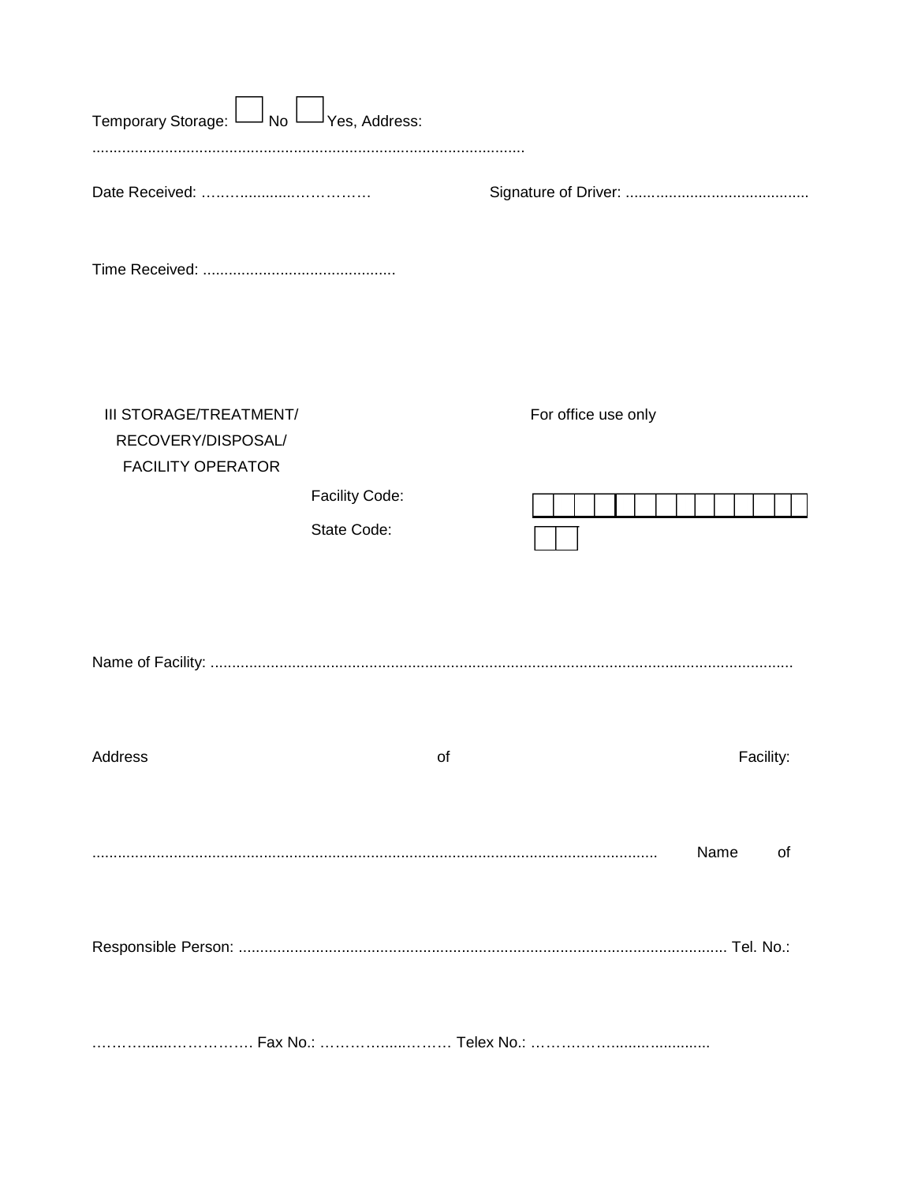Temporary Storage: ☐ No ☐ Yes, Address:

.....................................................................................................

Date Received: ……...........……………          Signature of Driver: ...........................................

Time Received: .............................................

III STORAGE/TREATMENT/ RECOVERY/DISPOSAL/ FACILITY OPERATOR

For office use only

Facility Code: | | | | | | | | | | | | | | |

State Code: | | |

Name of Facility: .......................................................................................................................................

Address of Facility:

...................................................................................................................................... Name of

Responsible Person: .................................................................................................................. Tel. No.:

…………......……………. Fax No.: …………….....……… Telex No.: ………………........…............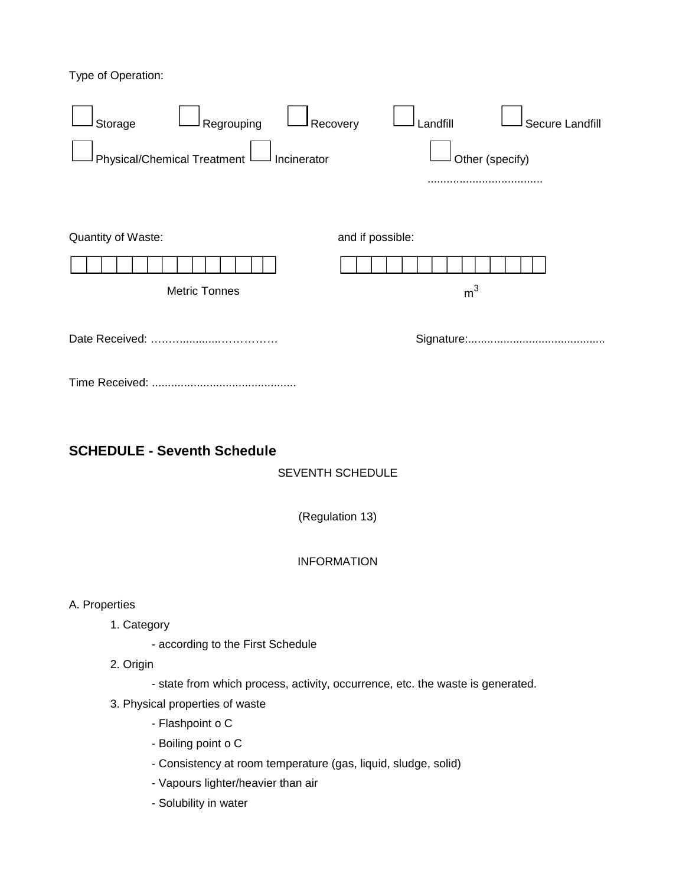Type of Operation:

☐ Storage ☐ Regrouping ☐ Recovery ☐ Landfill ☐ Secure Landfill

☐ Physical/Chemical Treatment ☐ Incinerator ☐ Other (specify)

....................................

Quantity of Waste: and if possible:

| | | | | | | | | | | | | | |
|---|---|---|---|---|---|---|---|---|---|---|---|---|---|

Metric Tonnes

| | | | | | | | | | | | | | |
|---|---|---|---|---|---|---|---|---|---|---|---|---|---|

$m^3$

Date Received: ……….............…………… Signature:...........................................

Time Received: .............................................

## SCHEDULE - Seventh Schedule

SEVENTH SCHEDULE

(Regulation 13)

INFORMATION

A. Properties

1. Category
   - according to the First Schedule
2. Origin
   - state from which process, activity, occurrence, etc. the waste is generated.
3. Physical properties of waste
   - Flashpoint o C
   - Boiling point o C
   - Consistency at room temperature (gas, liquid, sludge, solid)
   - Vapours lighter/heavier than air
   - Solubility in water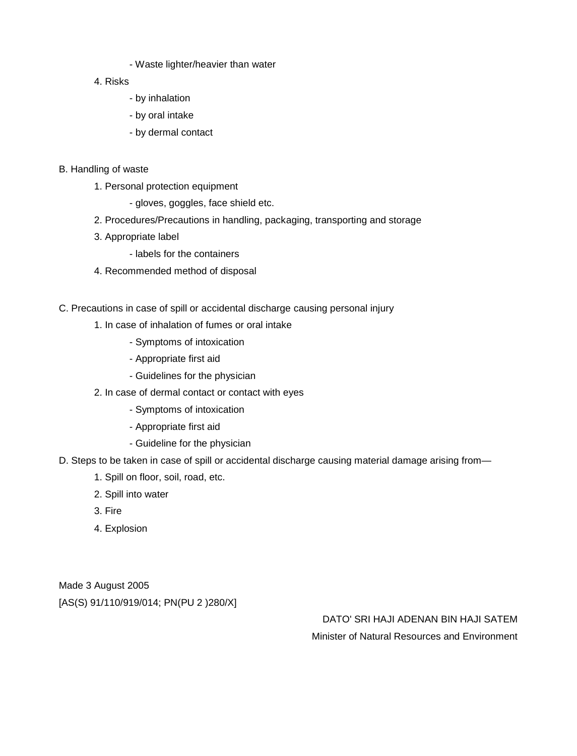- Waste lighter/heavier than water

4. Risks
   - by inhalation
   - by oral intake
   - by dermal contact

B. Handling of waste

1. Personal protection equipment
   - gloves, goggles, face shield etc.
2. Procedures/Precautions in handling, packaging, transporting and storage
3. Appropriate label
   - labels for the containers
4. Recommended method of disposal

C. Precautions in case of spill or accidental discharge causing personal injury

1. In case of inhalation of fumes or oral intake
   - Symptoms of intoxication
   - Appropriate first aid
   - Guidelines for the physician
2. In case of dermal contact or contact with eyes
   - Symptoms of intoxication
   - Appropriate first aid
   - Guideline for the physician

D. Steps to be taken in case of spill or accidental discharge causing material damage arising from—

1. Spill on floor, soil, road, etc.
2. Spill into water
3. Fire
4. Explosion

Made 3 August 2005

[AS(S) 91/110/919/014; PN(PU 2 )280/X]

DATO' SRI HAJI ADENAN BIN HAJI SATEM

Minister of Natural Resources and Environment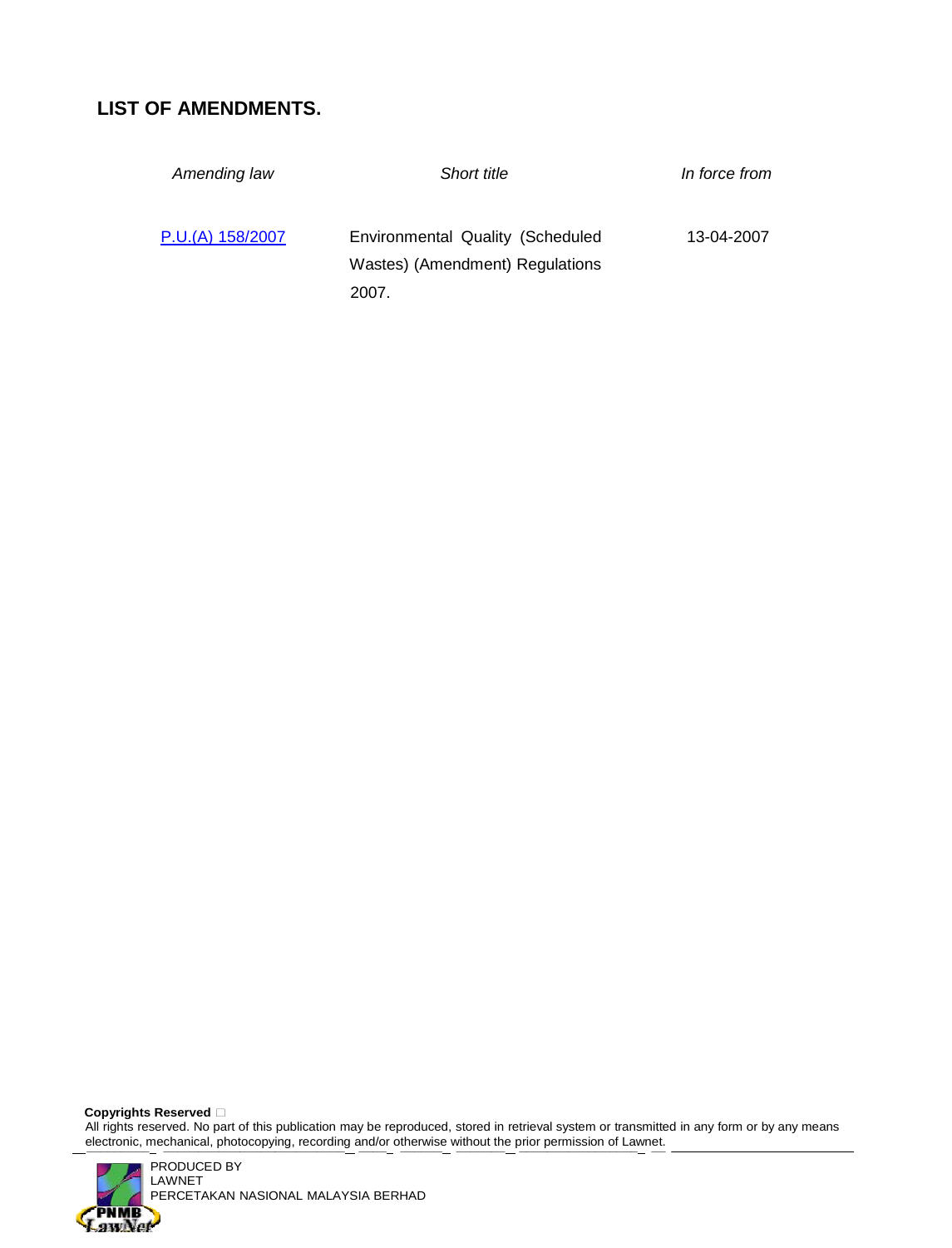## LIST OF AMENDMENTS.

| *Amending law* | *Short title* | *In force from* |
| --- | --- | --- |
| P.U.(A) 158/2007 | Environmental Quality (Scheduled Wastes) (Amendment) Regulations 2007. | 13-04-2007 |

**Copyrights Reserved**
All rights reserved. No part of this publication may be reproduced, stored in retrieval system or transmitted in any form or by any means electronic, mechanical, photocopying, recording and/or otherwise without the prior permission of Lawnet.

PRODUCED BY
LAWNET
PERCETAKAN NASIONAL MALAYSIA BERHAD